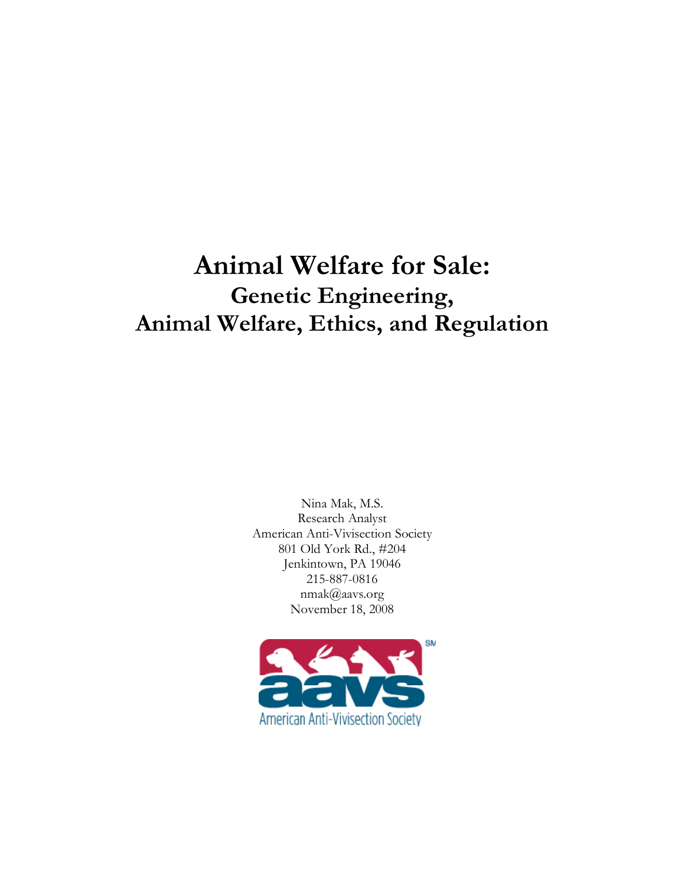# Animal Welfare for Sale:

## Genetic Engineering, Animal Welfare, Ethics, and Regulation

Nina Mak, M.S.
Research Analyst
American Anti-Vivisection Society
801 Old York Rd., #204
Jenkintown, PA 19046
215-887-0816
nmak@aavs.org
November 18, 2008

aavs
American Anti-Vivisection Society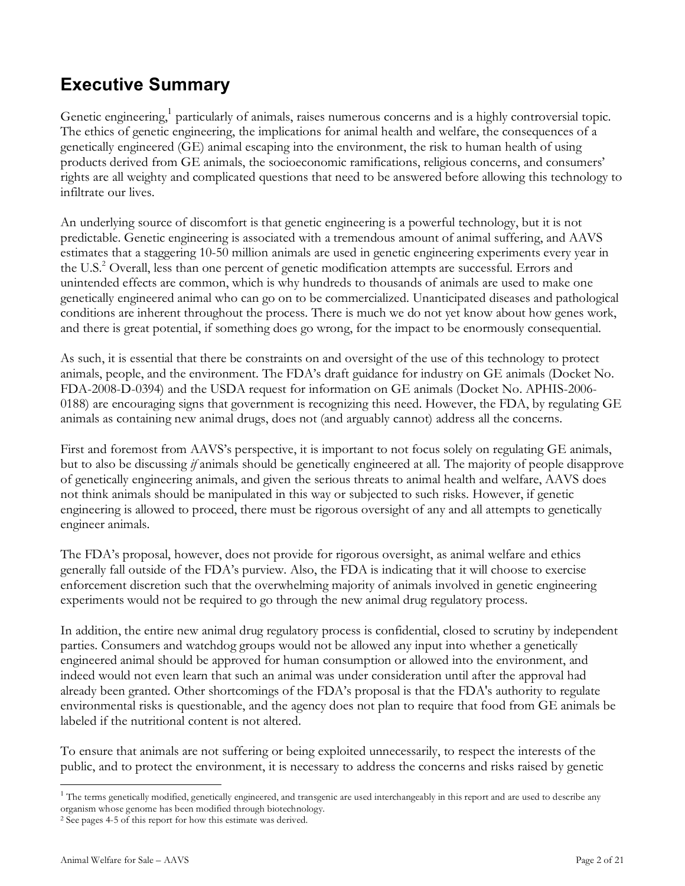## Executive Summary

Genetic engineering,[1] particularly of animals, raises numerous concerns and is a highly controversial topic. The ethics of genetic engineering, the implications for animal health and welfare, the consequences of a genetically engineered (GE) animal escaping into the environment, the risk to human health of using products derived from GE animals, the socioeconomic ramifications, religious concerns, and consumers' rights are all weighty and complicated questions that need to be answered before allowing this technology to infiltrate our lives.

An underlying source of discomfort is that genetic engineering is a powerful technology, but it is not predictable. Genetic engineering is associated with a tremendous amount of animal suffering, and AAVS estimates that a staggering 10-50 million animals are used in genetic engineering experiments every year in the U.S.[2] Overall, less than one percent of genetic modification attempts are successful. Errors and unintended effects are common, which is why hundreds to thousands of animals are used to make one genetically engineered animal who can go on to be commercialized. Unanticipated diseases and pathological conditions are inherent throughout the process. There is much we do not yet know about how genes work, and there is great potential, if something does go wrong, for the impact to be enormously consequential.

As such, it is essential that there be constraints on and oversight of the use of this technology to protect animals, people, and the environment. The FDA's draft guidance for industry on GE animals (Docket No. FDA-2008-D-0394) and the USDA request for information on GE animals (Docket No. APHIS-2006-0188) are encouraging signs that government is recognizing this need. However, the FDA, by regulating GE animals as containing new animal drugs, does not (and arguably cannot) address all the concerns.

First and foremost from AAVS's perspective, it is important to not focus solely on regulating GE animals, but to also be discussing *if* animals should be genetically engineered at all. The majority of people disapprove of genetically engineering animals, and given the serious threats to animal health and welfare, AAVS does not think animals should be manipulated in this way or subjected to such risks. However, if genetic engineering is allowed to proceed, there must be rigorous oversight of any and all attempts to genetically engineer animals.

The FDA's proposal, however, does not provide for rigorous oversight, as animal welfare and ethics generally fall outside of the FDA's purview. Also, the FDA is indicating that it will choose to exercise enforcement discretion such that the overwhelming majority of animals involved in genetic engineering experiments would not be required to go through the new animal drug regulatory process.

In addition, the entire new animal drug regulatory process is confidential, closed to scrutiny by independent parties. Consumers and watchdog groups would not be allowed any input into whether a genetically engineered animal should be approved for human consumption or allowed into the environment, and indeed would not even learn that such an animal was under consideration until after the approval had already been granted. Other shortcomings of the FDA's proposal is that the FDA's authority to regulate environmental risks is questionable, and the agency does not plan to require that food from GE animals be labeled if the nutritional content is not altered.

To ensure that animals are not suffering or being exploited unnecessarily, to respect the interests of the public, and to protect the environment, it is necessary to address the concerns and risks raised by genetic

---

[1] The terms genetically modified, genetically engineered, and transgenic are used interchangeably in this report and are used to describe any organism whose genome has been modified through biotechnology.

[2] See pages 4-5 of this report for how this estimate was derived.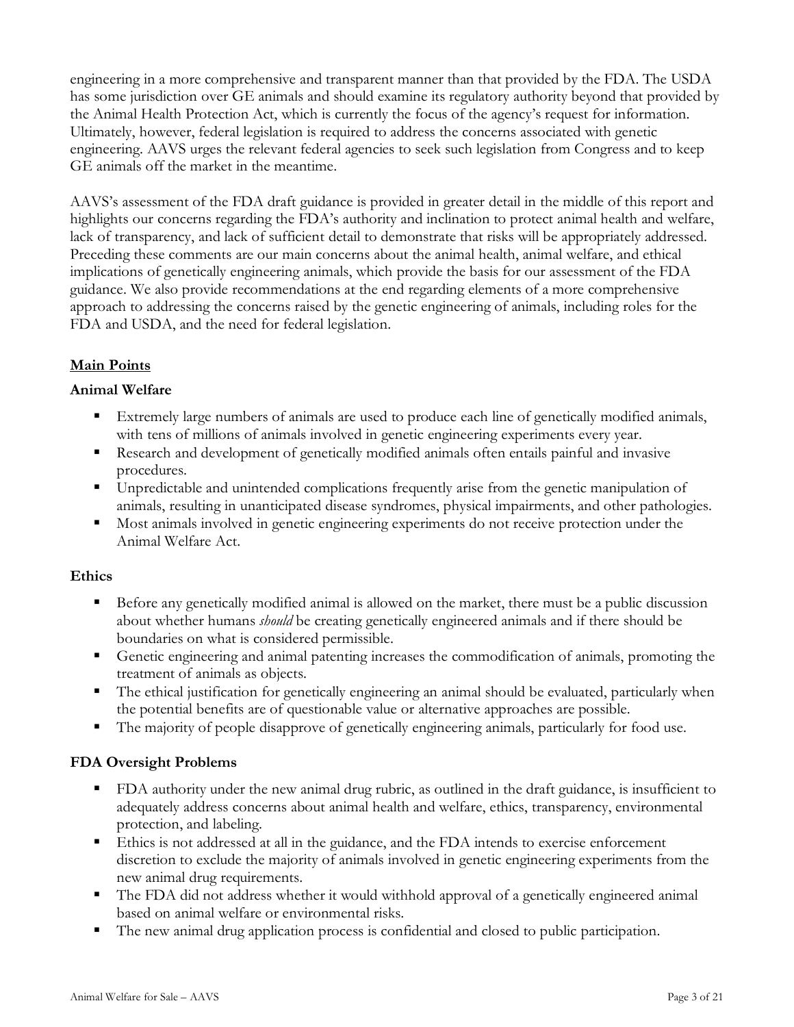engineering in a more comprehensive and transparent manner than that provided by the FDA. The USDA has some jurisdiction over GE animals and should examine its regulatory authority beyond that provided by the Animal Health Protection Act, which is currently the focus of the agency's request for information. Ultimately, however, federal legislation is required to address the concerns associated with genetic engineering. AAVS urges the relevant federal agencies to seek such legislation from Congress and to keep GE animals off the market in the meantime.

AAVS's assessment of the FDA draft guidance is provided in greater detail in the middle of this report and highlights our concerns regarding the FDA's authority and inclination to protect animal health and welfare, lack of transparency, and lack of sufficient detail to demonstrate that risks will be appropriately addressed. Preceding these comments are our main concerns about the animal health, animal welfare, and ethical implications of genetically engineering animals, which provide the basis for our assessment of the FDA guidance. We also provide recommendations at the end regarding elements of a more comprehensive approach to addressing the concerns raised by the genetic engineering of animals, including roles for the FDA and USDA, and the need for federal legislation.

## Main Points

### Animal Welfare

- Extremely large numbers of animals are used to produce each line of genetically modified animals, with tens of millions of animals involved in genetic engineering experiments every year.
- Research and development of genetically modified animals often entails painful and invasive procedures.
- Unpredictable and unintended complications frequently arise from the genetic manipulation of animals, resulting in unanticipated disease syndromes, physical impairments, and other pathologies.
- Most animals involved in genetic engineering experiments do not receive protection under the Animal Welfare Act.

### Ethics

- Before any genetically modified animal is allowed on the market, there must be a public discussion about whether humans *should* be creating genetically engineered animals and if there should be boundaries on what is considered permissible.
- Genetic engineering and animal patenting increases the commodification of animals, promoting the treatment of animals as objects.
- The ethical justification for genetically engineering an animal should be evaluated, particularly when the potential benefits are of questionable value or alternative approaches are possible.
- The majority of people disapprove of genetically engineering animals, particularly for food use.

### FDA Oversight Problems

- FDA authority under the new animal drug rubric, as outlined in the draft guidance, is insufficient to adequately address concerns about animal health and welfare, ethics, transparency, environmental protection, and labeling.
- Ethics is not addressed at all in the guidance, and the FDA intends to exercise enforcement discretion to exclude the majority of animals involved in genetic engineering experiments from the new animal drug requirements.
- The FDA did not address whether it would withhold approval of a genetically engineered animal based on animal welfare or environmental risks.
- The new animal drug application process is confidential and closed to public participation.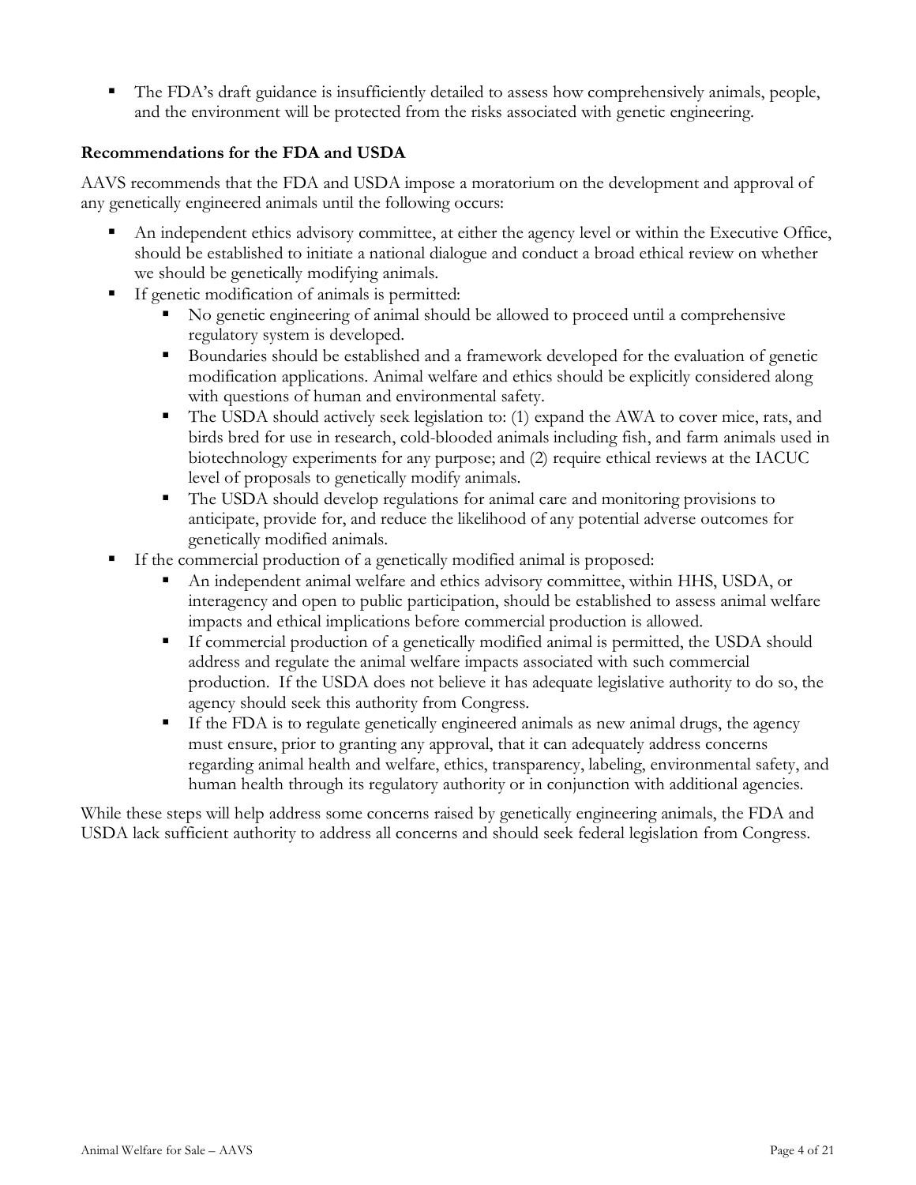- The FDA's draft guidance is insufficiently detailed to assess how comprehensively animals, people, and the environment will be protected from the risks associated with genetic engineering.

**Recommendations for the FDA and USDA**

AAVS recommends that the FDA and USDA impose a moratorium on the development and approval of any genetically engineered animals until the following occurs:

- An independent ethics advisory committee, at either the agency level or within the Executive Office, should be established to initiate a national dialogue and conduct a broad ethical review on whether we should be genetically modifying animals.
- If genetic modification of animals is permitted:
  - No genetic engineering of animal should be allowed to proceed until a comprehensive regulatory system is developed.
  - Boundaries should be established and a framework developed for the evaluation of genetic modification applications. Animal welfare and ethics should be explicitly considered along with questions of human and environmental safety.
  - The USDA should actively seek legislation to: (1) expand the AWA to cover mice, rats, and birds bred for use in research, cold-blooded animals including fish, and farm animals used in biotechnology experiments for any purpose; and (2) require ethical reviews at the IACUC level of proposals to genetically modify animals.
  - The USDA should develop regulations for animal care and monitoring provisions to anticipate, provide for, and reduce the likelihood of any potential adverse outcomes for genetically modified animals.
- If the commercial production of a genetically modified animal is proposed:
  - An independent animal welfare and ethics advisory committee, within HHS, USDA, or interagency and open to public participation, should be established to assess animal welfare impacts and ethical implications before commercial production is allowed.
  - If commercial production of a genetically modified animal is permitted, the USDA should address and regulate the animal welfare impacts associated with such commercial production. If the USDA does not believe it has adequate legislative authority to do so, the agency should seek this authority from Congress.
  - If the FDA is to regulate genetically engineered animals as new animal drugs, the agency must ensure, prior to granting any approval, that it can adequately address concerns regarding animal health and welfare, ethics, transparency, labeling, environmental safety, and human health through its regulatory authority or in conjunction with additional agencies.

While these steps will help address some concerns raised by genetically engineering animals, the FDA and USDA lack sufficient authority to address all concerns and should seek federal legislation from Congress.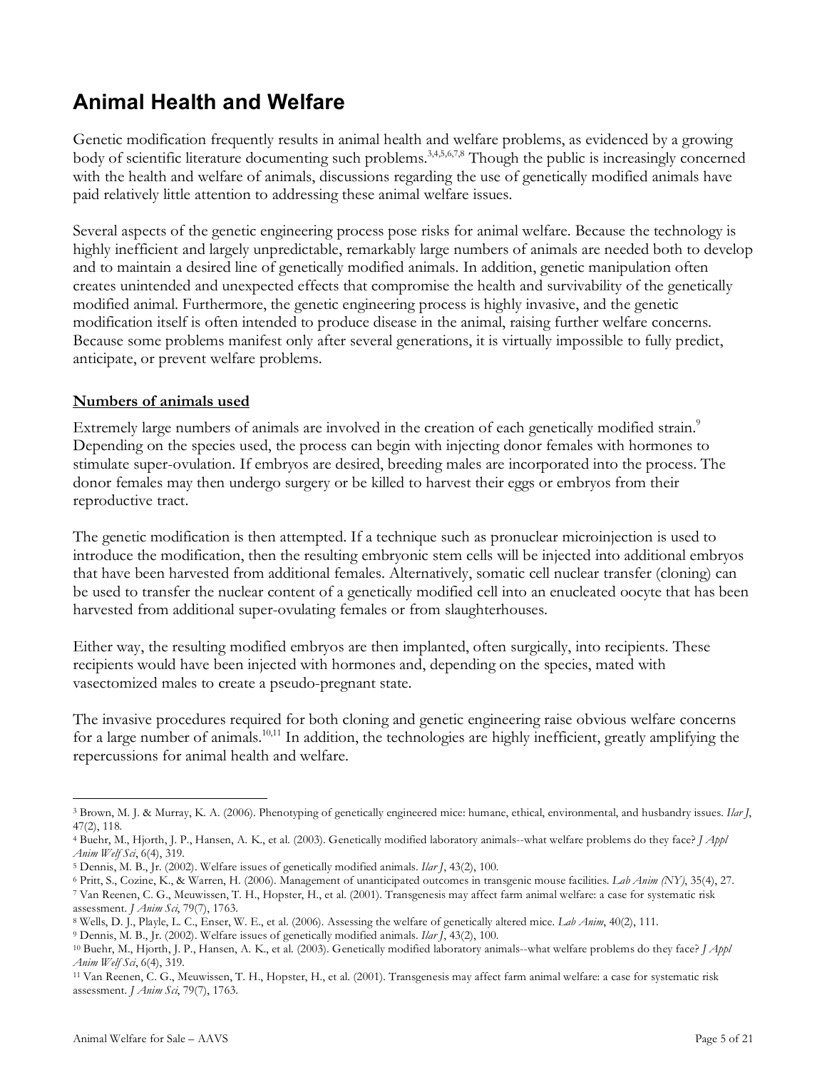## Animal Health and Welfare

Genetic modification frequently results in animal health and welfare problems, as evidenced by a growing body of scientific literature documenting such problems.[3,4,5,6,7,8] Though the public is increasingly concerned with the health and welfare of animals, discussions regarding the use of genetically modified animals have paid relatively little attention to addressing these animal welfare issues.

Several aspects of the genetic engineering process pose risks for animal welfare. Because the technology is highly inefficient and largely unpredictable, remarkably large numbers of animals are needed both to develop and to maintain a desired line of genetically modified animals. In addition, genetic manipulation often creates unintended and unexpected effects that compromise the health and survivability of the genetically modified animal. Furthermore, the genetic engineering process is highly invasive, and the genetic modification itself is often intended to produce disease in the animal, raising further welfare concerns. Because some problems manifest only after several generations, it is virtually impossible to fully predict, anticipate, or prevent welfare problems.

### Numbers of animals used

Extremely large numbers of animals are involved in the creation of each genetically modified strain.[9] Depending on the species used, the process can begin with injecting donor females with hormones to stimulate super-ovulation. If embryos are desired, breeding males are incorporated into the process. The donor females may then undergo surgery or be killed to harvest their eggs or embryos from their reproductive tract.

The genetic modification is then attempted. If a technique such as pronuclear microinjection is used to introduce the modification, then the resulting embryonic stem cells will be injected into additional embryos that have been harvested from additional females. Alternatively, somatic cell nuclear transfer (cloning) can be used to transfer the nuclear content of a genetically modified cell into an enucleated oocyte that has been harvested from additional super-ovulating females or from slaughterhouses.

Either way, the resulting modified embryos are then implanted, often surgically, into recipients. These recipients would have been injected with hormones and, depending on the species, mated with vasectomized males to create a pseudo-pregnant state.

The invasive procedures required for both cloning and genetic engineering raise obvious welfare concerns for a large number of animals.[10,11] In addition, the technologies are highly inefficient, greatly amplifying the repercussions for animal health and welfare.

---

[3] Brown, M. J. & Murray, K. A. (2006). Phenotyping of genetically engineered mice: humane, ethical, environmental, and husbandry issues. *Ilar J*, 47(2), 118.

[4] Buehr, M., Hjorth, J. P., Hansen, A. K., et al. (2003). Genetically modified laboratory animals--what welfare problems do they face? *J Appl Anim Welf Sci*, 6(4), 319.

[5] Dennis, M. B., Jr. (2002). Welfare issues of genetically modified animals. *Ilar J*, 43(2), 100.

[6] Pritt, S., Cozine, K., & Warren, H. (2006). Management of unanticipated outcomes in transgenic mouse facilities. *Lab Anim (NY)*, 35(4), 27.

[7] Van Reenen, C. G., Meuwissen, T. H., Hopster, H., et al. (2001). Transgenesis may affect farm animal welfare: a case for systematic risk assessment. *J Anim Sci*, 79(7), 1763.

[8] Wells, D. J., Playle, L. C., Enser, W. E., et al. (2006). Assessing the welfare of genetically altered mice. *Lab Anim*, 40(2), 111.

[9] Dennis, M. B., Jr. (2002). Welfare issues of genetically modified animals. *Ilar J*, 43(2), 100.

[10] Buehr, M., Hjorth, J. P., Hansen, A. K., et al. (2003). Genetically modified laboratory animals--what welfare problems do they face? *J Appl Anim Welf Sci*, 6(4), 319.

[11] Van Reenen, C. G., Meuwissen, T. H., Hopster, H., et al. (2001). Transgenesis may affect farm animal welfare: a case for systematic risk assessment. *J Anim Sci*, 79(7), 1763.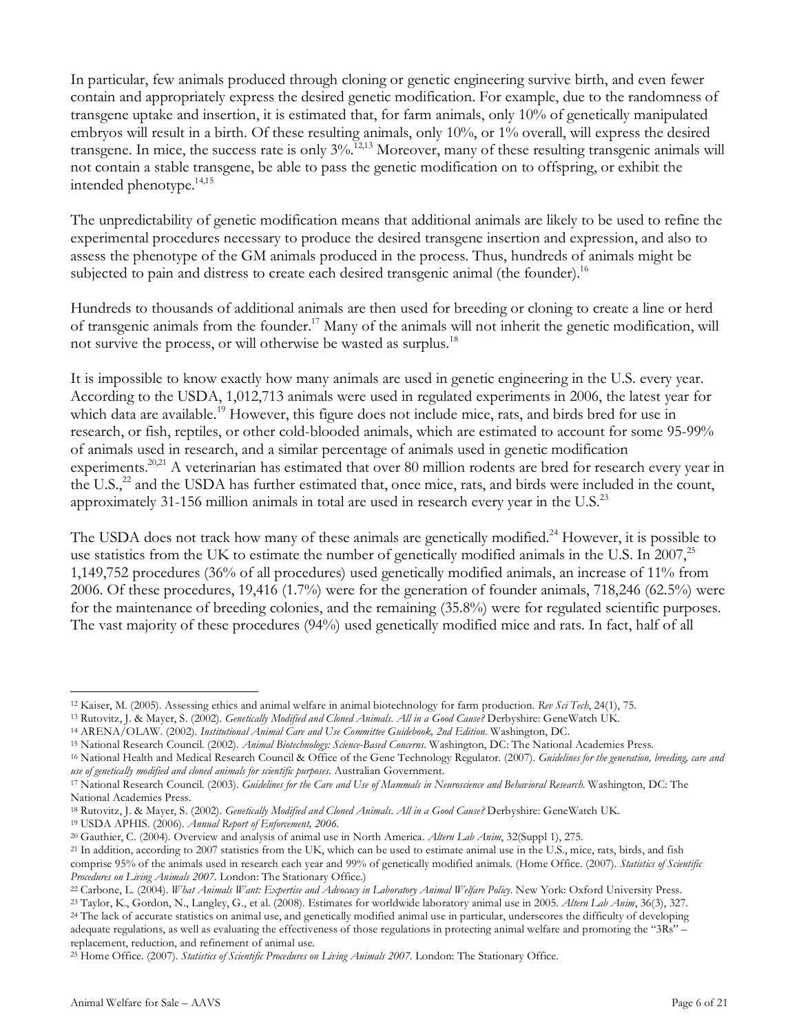In particular, few animals produced through cloning or genetic engineering survive birth, and even fewer contain and appropriately express the desired genetic modification. For example, due to the randomness of transgene uptake and insertion, it is estimated that, for farm animals, only 10% of genetically manipulated embryos will result in a birth. Of these resulting animals, only 10%, or 1% overall, will express the desired transgene. In mice, the success rate is only 3%.[12,13] Moreover, many of these resulting transgenic animals will not contain a stable transgene, be able to pass the genetic modification on to offspring, or exhibit the intended phenotype.[14,15]

The unpredictability of genetic modification means that additional animals are likely to be used to refine the experimental procedures necessary to produce the desired transgene insertion and expression, and also to assess the phenotype of the GM animals produced in the process. Thus, hundreds of animals might be subjected to pain and distress to create each desired transgenic animal (the founder).[16]

Hundreds to thousands of additional animals are then used for breeding or cloning to create a line or herd of transgenic animals from the founder.[17] Many of the animals will not inherit the genetic modification, will not survive the process, or will otherwise be wasted as surplus.[18]

It is impossible to know exactly how many animals are used in genetic engineering in the U.S. every year. According to the USDA, 1,012,713 animals were used in regulated experiments in 2006, the latest year for which data are available.[19] However, this figure does not include mice, rats, and birds bred for use in research, or fish, reptiles, or other cold-blooded animals, which are estimated to account for some 95-99% of animals used in research, and a similar percentage of animals used in genetic modification experiments.[20,21] A veterinarian has estimated that over 80 million rodents are bred for research every year in the U.S.,[22] and the USDA has further estimated that, once mice, rats, and birds were included in the count, approximately 31-156 million animals in total are used in research every year in the U.S.[23]

The USDA does not track how many of these animals are genetically modified.[24] However, it is possible to use statistics from the UK to estimate the number of genetically modified animals in the U.S. In 2007,[25] 1,149,752 procedures (36% of all procedures) used genetically modified animals, an increase of 11% from 2006. Of these procedures, 19,416 (1.7%) were for the generation of founder animals, 718,246 (62.5%) were for the maintenance of breeding colonies, and the remaining (35.8%) were for regulated scientific purposes. The vast majority of these procedures (94%) used genetically modified mice and rats. In fact, half of all

---

[12] Kaiser, M. (2005). Assessing ethics and animal welfare in animal biotechnology for farm production. *Rev Sci Tech*, 24(1), 75.

[13] Rutovitz, J. & Mayer, S. (2002). *Genetically Modified and Cloned Animals. All in a Good Cause?* Derbyshire: GeneWatch UK.

[14] ARENA/OLAW. (2002). *Institutional Animal Care and Use Committee Guidebook, 2nd Edition*. Washington, DC.

[15] National Research Council. (2002). *Animal Biotechnology: Science-Based Concerns*. Washington, DC: The National Academies Press.

[16] National Health and Medical Research Council & Office of the Gene Technology Regulator. (2007). *Guidelines for the generation, breeding, care and use of genetically modified and cloned animals for scientific purposes*. Australian Government.

[17] National Research Council. (2003). *Guidelines for the Care and Use of Mammals in Neuroscience and Behavioral Research*. Washington, DC: The National Academies Press.

[18] Rutovitz, J. & Mayer, S. (2002). *Genetically Modified and Cloned Animals. All in a Good Cause?* Derbyshire: GeneWatch UK.

[19] USDA APHIS. (2006). *Annual Report of Enforcement, 2006*.

[20] Gauthier, C. (2004). Overview and analysis of animal use in North America. *Altern Lab Anim*, 32(Suppl 1), 275.

[21] In addition, according to 2007 statistics from the UK, which can be used to estimate animal use in the U.S., mice, rats, birds, and fish comprise 95% of the animals used in research each year and 99% of genetically modified animals. (Home Office. (2007). *Statistics of Scientific Procedures on Living Animals 2007*. London: The Stationary Office.)

[22] Carbone, L. (2004). *What Animals Want: Expertise and Advocacy in Laboratory Animal Welfare Policy*. New York: Oxford University Press.

[23] Taylor, K., Gordon, N., Langley, G., et al. (2008). Estimates for worldwide laboratory animal use in 2005. *Altern Lab Anim*, 36(3), 327.

[24] The lack of accurate statistics on animal use, and genetically modified animal use in particular, underscores the difficulty of developing adequate regulations, as well as evaluating the effectiveness of those regulations in protecting animal welfare and promoting the "3Rs" – replacement, reduction, and refinement of animal use.

[25] Home Office. (2007). *Statistics of Scientific Procedures on Living Animals 2007*. London: The Stationary Office.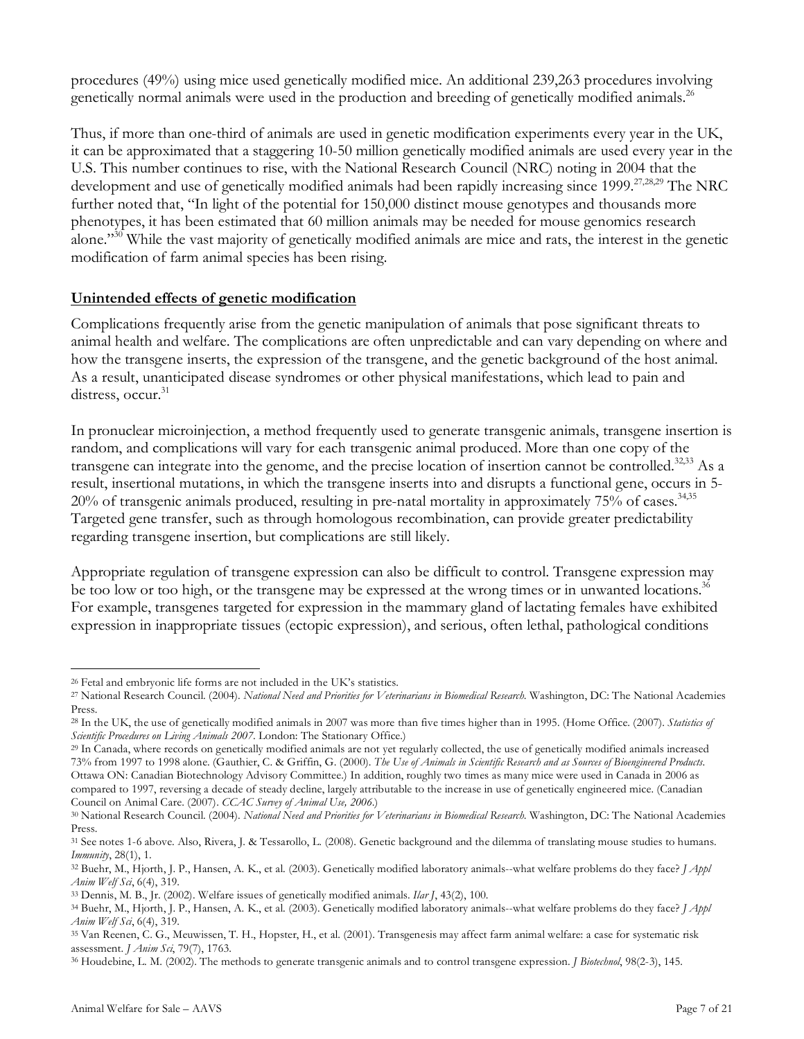procedures (49%) using mice used genetically modified mice. An additional 239,263 procedures involving genetically normal animals were used in the production and breeding of genetically modified animals.[26]

Thus, if more than one-third of animals are used in genetic modification experiments every year in the UK, it can be approximated that a staggering 10-50 million genetically modified animals are used every year in the U.S. This number continues to rise, with the National Research Council (NRC) noting in 2004 that the development and use of genetically modified animals had been rapidly increasing since 1999.[27,28,29] The NRC further noted that, "In light of the potential for 150,000 distinct mouse genotypes and thousands more phenotypes, it has been estimated that 60 million animals may be needed for mouse genomics research alone."[30] While the vast majority of genetically modified animals are mice and rats, the interest in the genetic modification of farm animal species has been rising.

## Unintended effects of genetic modification

Complications frequently arise from the genetic manipulation of animals that pose significant threats to animal health and welfare. The complications are often unpredictable and can vary depending on where and how the transgene inserts, the expression of the transgene, and the genetic background of the host animal. As a result, unanticipated disease syndromes or other physical manifestations, which lead to pain and distress, occur.[31]

In pronuclear microinjection, a method frequently used to generate transgenic animals, transgene insertion is random, and complications will vary for each transgenic animal produced. More than one copy of the transgene can integrate into the genome, and the precise location of insertion cannot be controlled.[32,33] As a result, insertional mutations, in which the transgene inserts into and disrupts a functional gene, occurs in 5-20% of transgenic animals produced, resulting in pre-natal mortality in approximately 75% of cases.[34,35] Targeted gene transfer, such as through homologous recombination, can provide greater predictability regarding transgene insertion, but complications are still likely.

Appropriate regulation of transgene expression can also be difficult to control. Transgene expression may be too low or too high, or the transgene may be expressed at the wrong times or in unwanted locations.[36] For example, transgenes targeted for expression in the mammary gland of lactating females have exhibited expression in inappropriate tissues (ectopic expression), and serious, often lethal, pathological conditions

---

26 Fetal and embryonic life forms are not included in the UK's statistics.

27 National Research Council. (2004). *National Need and Priorities for Veterinarians in Biomedical Research.* Washington, DC: The National Academies Press.

28 In the UK, the use of genetically modified animals in 2007 was more than five times higher than in 1995. (Home Office. (2007). *Statistics of Scientific Procedures on Living Animals 2007.* London: The Stationary Office.)

29 In Canada, where records on genetically modified animals are not yet regularly collected, the use of genetically modified animals increased 73% from 1997 to 1998 alone. (Gauthier, C. & Griffin, G. (2000). *The Use of Animals in Scientific Research and as Sources of Bioengineered Products.* Ottawa ON: Canadian Biotechnology Advisory Committee.) In addition, roughly two times as many mice were used in Canada in 2006 as compared to 1997, reversing a decade of steady decline, largely attributable to the increase in use of genetically engineered mice. (Canadian Council on Animal Care. (2007). *CCAC Survey of Animal Use, 2006.*)

30 National Research Council. (2004). *National Need and Priorities for Veterinarians in Biomedical Research.* Washington, DC: The National Academies Press.

31 See notes 1-6 above. Also, Rivera, J. & Tessarollo, L. (2008). Genetic background and the dilemma of translating mouse studies to humans. *Immunity*, 28(1), 1.

32 Buehr, M., Hjorth, J. P., Hansen, A. K., et al. (2003). Genetically modified laboratory animals--what welfare problems do they face? *J Appl Anim Welf Sci*, 6(4), 319.

33 Dennis, M. B., Jr. (2002). Welfare issues of genetically modified animals. *Ilar J*, 43(2), 100.

34 Buehr, M., Hjorth, J. P., Hansen, A. K., et al. (2003). Genetically modified laboratory animals--what welfare problems do they face? *J Appl Anim Welf Sci*, 6(4), 319.

35 Van Reenen, C. G., Meuwissen, T. H., Hopster, H., et al. (2001). Transgenesis may affect farm animal welfare: a case for systematic risk assessment. *J Anim Sci*, 79(7), 1763.

36 Houdebine, L. M. (2002). The methods to generate transgenic animals and to control transgene expression. *J Biotechnol*, 98(2-3), 145.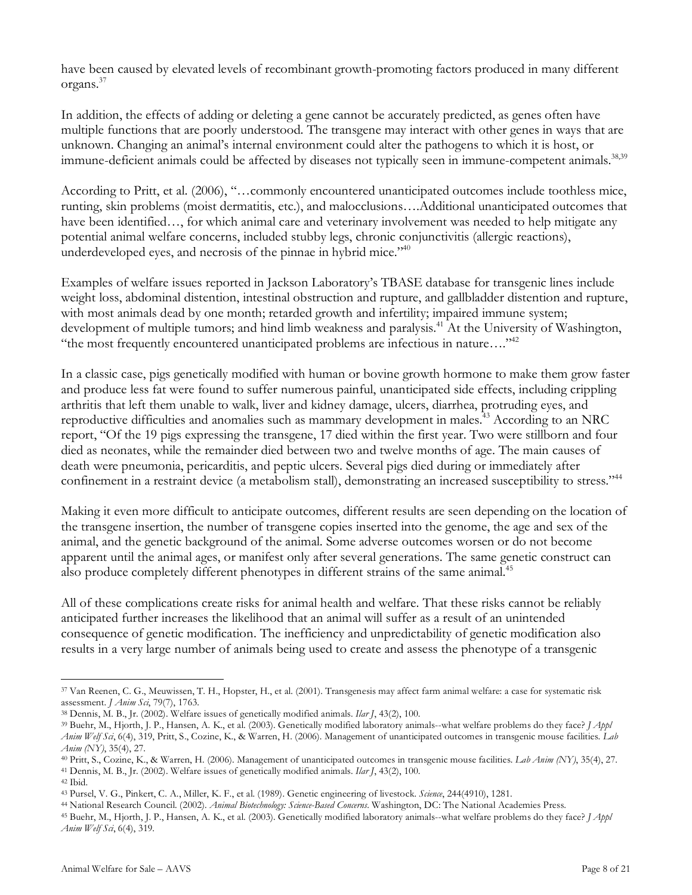have been caused by elevated levels of recombinant growth-promoting factors produced in many different organs.[37]

In addition, the effects of adding or deleting a gene cannot be accurately predicted, as genes often have multiple functions that are poorly understood. The transgene may interact with other genes in ways that are unknown. Changing an animal's internal environment could alter the pathogens to which it is host, or immune-deficient animals could be affected by diseases not typically seen in immune-competent animals.[38,39]

According to Pritt, et al. (2006), "…commonly encountered unanticipated outcomes include toothless mice, runting, skin problems (moist dermatitis, etc.), and malocclusions….Additional unanticipated outcomes that have been identified…, for which animal care and veterinary involvement was needed to help mitigate any potential animal welfare concerns, included stubby legs, chronic conjunctivitis (allergic reactions), underdeveloped eyes, and necrosis of the pinnae in hybrid mice."[40]

Examples of welfare issues reported in Jackson Laboratory's TBASE database for transgenic lines include weight loss, abdominal distention, intestinal obstruction and rupture, and gallbladder distention and rupture, with most animals dead by one month; retarded growth and infertility; impaired immune system; development of multiple tumors; and hind limb weakness and paralysis.[41] At the University of Washington, "the most frequently encountered unanticipated problems are infectious in nature…."[42]

In a classic case, pigs genetically modified with human or bovine growth hormone to make them grow faster and produce less fat were found to suffer numerous painful, unanticipated side effects, including crippling arthritis that left them unable to walk, liver and kidney damage, ulcers, diarrhea, protruding eyes, and reproductive difficulties and anomalies such as mammary development in males.[43] According to an NRC report, "Of the 19 pigs expressing the transgene, 17 died within the first year. Two were stillborn and four died as neonates, while the remainder died between two and twelve months of age. The main causes of death were pneumonia, pericarditis, and peptic ulcers. Several pigs died during or immediately after confinement in a restraint device (a metabolism stall), demonstrating an increased susceptibility to stress."[44]

Making it even more difficult to anticipate outcomes, different results are seen depending on the location of the transgene insertion, the number of transgene copies inserted into the genome, the age and sex of the animal, and the genetic background of the animal. Some adverse outcomes worsen or do not become apparent until the animal ages, or manifest only after several generations. The same genetic construct can also produce completely different phenotypes in different strains of the same animal.[45]

All of these complications create risks for animal health and welfare. That these risks cannot be reliably anticipated further increases the likelihood that an animal will suffer as a result of an unintended consequence of genetic modification. The inefficiency and unpredictability of genetic modification also results in a very large number of animals being used to create and assess the phenotype of a transgenic

---

[37] Van Reenen, C. G., Meuwissen, T. H., Hopster, H., et al. (2001). Transgenesis may affect farm animal welfare: a case for systematic risk assessment. *J Anim Sci*, 79(7), 1763.

[38] Dennis, M. B., Jr. (2002). Welfare issues of genetically modified animals. *Ilar J*, 43(2), 100.

[39] Buehr, M., Hjorth, J. P., Hansen, A. K., et al. (2003). Genetically modified laboratory animals--what welfare problems do they face? *J Appl Anim Welf Sci*, 6(4), 319, Pritt, S., Cozine, K., & Warren, H. (2006). Management of unanticipated outcomes in transgenic mouse facilities. *Lab Anim (NY)*, 35(4), 27.

[40] Pritt, S., Cozine, K., & Warren, H. (2006). Management of unanticipated outcomes in transgenic mouse facilities. *Lab Anim (NY)*, 35(4), 27.

[41] Dennis, M. B., Jr. (2002). Welfare issues of genetically modified animals. *Ilar J*, 43(2), 100.

[42] Ibid.

[43] Pursel, V. G., Pinkert, C. A., Miller, K. F., et al. (1989). Genetic engineering of livestock. *Science*, 244(4910), 1281.

[44] National Research Council. (2002). *Animal Biotechnology: Science-Based Concerns*. Washington, DC: The National Academies Press.

[45] Buehr, M., Hjorth, J. P., Hansen, A. K., et al. (2003). Genetically modified laboratory animals--what welfare problems do they face? *J Appl Anim Welf Sci*, 6(4), 319.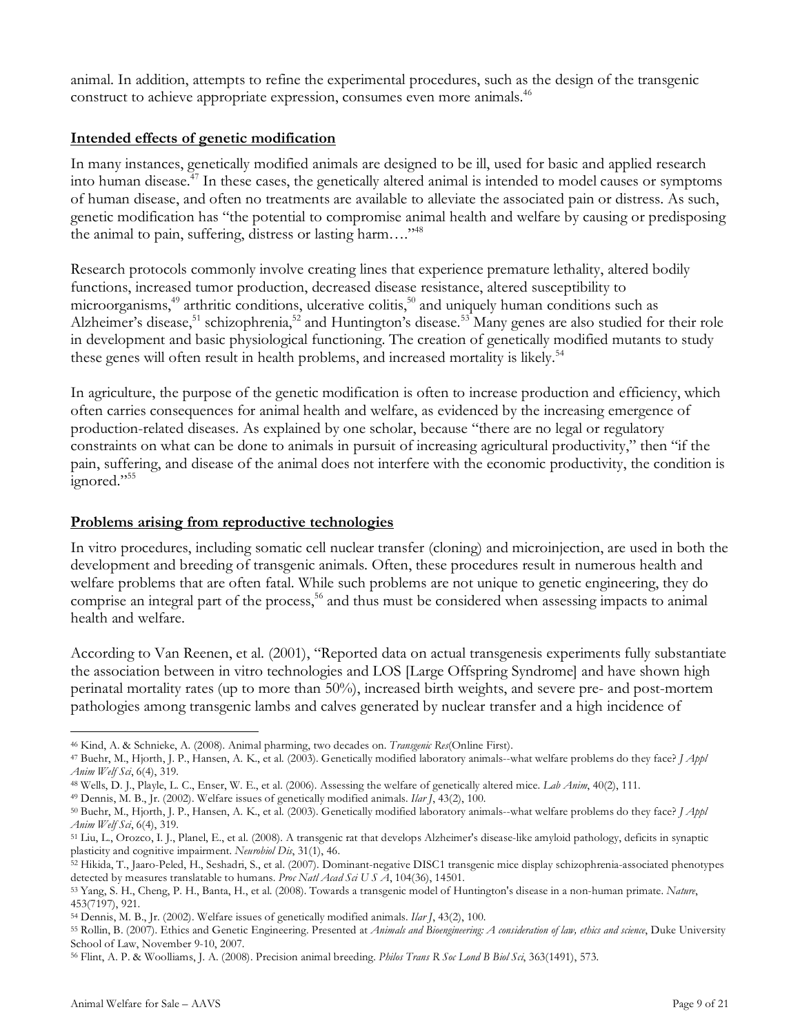animal. In addition, attempts to refine the experimental procedures, such as the design of the transgenic construct to achieve appropriate expression, consumes even more animals.[46]

## Intended effects of genetic modification

In many instances, genetically modified animals are designed to be ill, used for basic and applied research into human disease.[47] In these cases, the genetically altered animal is intended to model causes or symptoms of human disease, and often no treatments are available to alleviate the associated pain or distress. As such, genetic modification has "the potential to compromise animal health and welfare by causing or predisposing the animal to pain, suffering, distress or lasting harm…."[48]

Research protocols commonly involve creating lines that experience premature lethality, altered bodily functions, increased tumor production, decreased disease resistance, altered susceptibility to microorganisms,[49] arthritic conditions, ulcerative colitis,[50] and uniquely human conditions such as Alzheimer's disease,[51] schizophrenia,[52] and Huntington's disease.[53] Many genes are also studied for their role in development and basic physiological functioning. The creation of genetically modified mutants to study these genes will often result in health problems, and increased mortality is likely.[54]

In agriculture, the purpose of the genetic modification is often to increase production and efficiency, which often carries consequences for animal health and welfare, as evidenced by the increasing emergence of production-related diseases. As explained by one scholar, because "there are no legal or regulatory constraints on what can be done to animals in pursuit of increasing agricultural productivity," then "if the pain, suffering, and disease of the animal does not interfere with the economic productivity, the condition is ignored."[55]

## Problems arising from reproductive technologies

In vitro procedures, including somatic cell nuclear transfer (cloning) and microinjection, are used in both the development and breeding of transgenic animals. Often, these procedures result in numerous health and welfare problems that are often fatal. While such problems are not unique to genetic engineering, they do comprise an integral part of the process,[56] and thus must be considered when assessing impacts to animal health and welfare.

According to Van Reenen, et al. (2001), "Reported data on actual transgenesis experiments fully substantiate the association between in vitro technologies and LOS [Large Offspring Syndrome] and have shown high perinatal mortality rates (up to more than 50%), increased birth weights, and severe pre- and post-mortem pathologies among transgenic lambs and calves generated by nuclear transfer and a high incidence of

---

[46] Kind, A. & Schnieke, A. (2008). Animal pharming, two decades on. *Transgenic Res*(Online First).

[47] Buehr, M., Hjorth, J. P., Hansen, A. K., et al. (2003). Genetically modified laboratory animals--what welfare problems do they face? *J Appl Anim Welf Sci*, 6(4), 319.

[48] Wells, D. J., Playle, L. C., Enser, W. E., et al. (2006). Assessing the welfare of genetically altered mice. *Lab Anim*, 40(2), 111.

[49] Dennis, M. B., Jr. (2002). Welfare issues of genetically modified animals. *Ilar J*, 43(2), 100.

[50] Buehr, M., Hjorth, J. P., Hansen, A. K., et al. (2003). Genetically modified laboratory animals--what welfare problems do they face? *J Appl Anim Welf Sci*, 6(4), 319.

[51] Liu, L., Orozco, I. J., Planel, E., et al. (2008). A transgenic rat that develops Alzheimer's disease-like amyloid pathology, deficits in synaptic plasticity and cognitive impairment. *Neurobiol Dis*, 31(1), 46.

[52] Hikida, T., Jaaro-Peled, H., Seshadri, S., et al. (2007). Dominant-negative DISC1 transgenic mice display schizophrenia-associated phenotypes detected by measures translatable to humans. *Proc Natl Acad Sci U S A*, 104(36), 14501.

[53] Yang, S. H., Cheng, P. H., Banta, H., et al. (2008). Towards a transgenic model of Huntington's disease in a non-human primate. *Nature*, 453(7197), 921.

[54] Dennis, M. B., Jr. (2002). Welfare issues of genetically modified animals. *Ilar J*, 43(2), 100.

[55] Rollin, B. (2007). Ethics and Genetic Engineering. Presented at *Animals and Bioengineering: A consideration of law, ethics and science*, Duke University School of Law, November 9-10, 2007.

[56] Flint, A. P. & Woolliams, J. A. (2008). Precision animal breeding. *Philos Trans R Soc Lond B Biol Sci*, 363(1491), 573.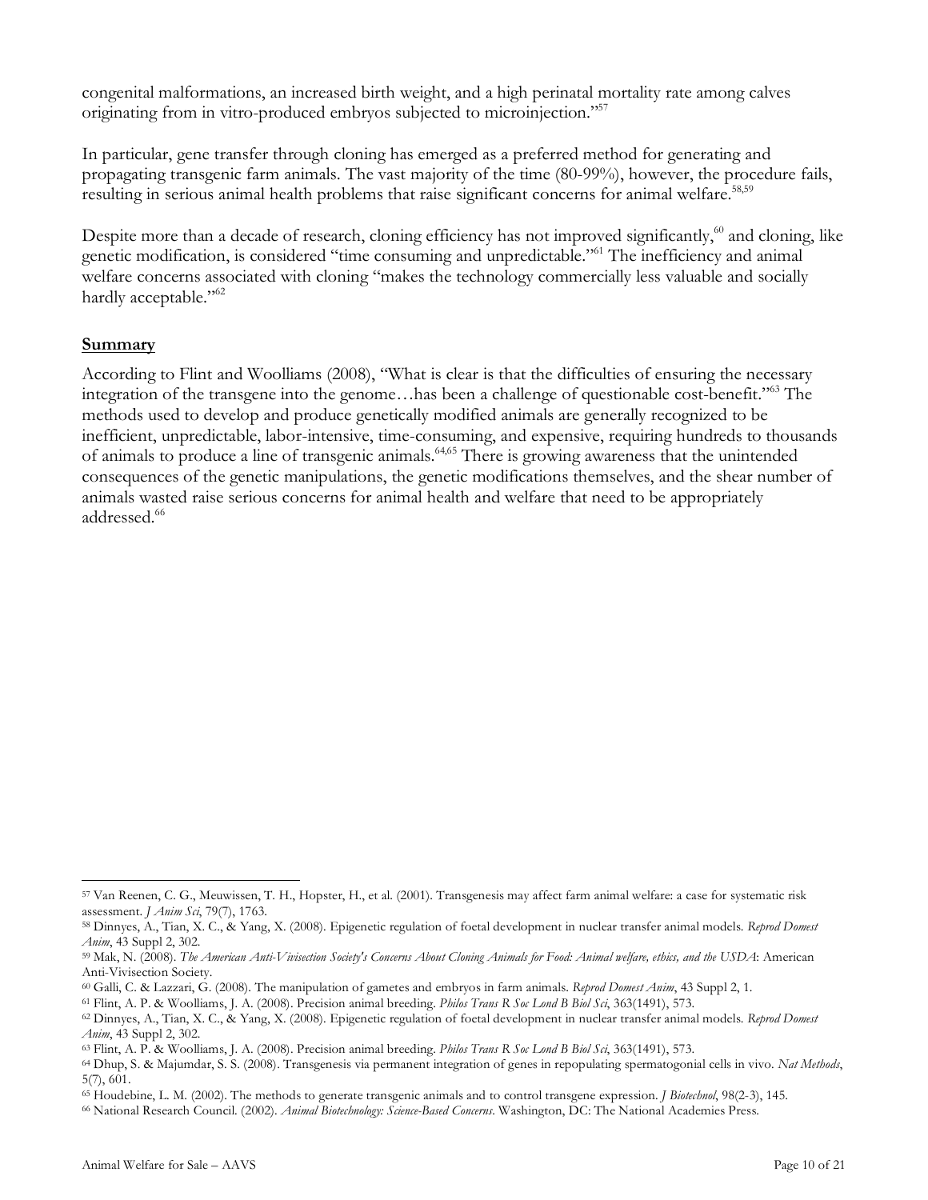congenital malformations, an increased birth weight, and a high perinatal mortality rate among calves originating from in vitro-produced embryos subjected to microinjection."[57]

In particular, gene transfer through cloning has emerged as a preferred method for generating and propagating transgenic farm animals. The vast majority of the time (80-99%), however, the procedure fails, resulting in serious animal health problems that raise significant concerns for animal welfare.[58,59]

Despite more than a decade of research, cloning efficiency has not improved significantly,[60] and cloning, like genetic modification, is considered "time consuming and unpredictable."[61] The inefficiency and animal welfare concerns associated with cloning "makes the technology commercially less valuable and socially hardly acceptable."[62]

## Summary

According to Flint and Woolliams (2008), "What is clear is that the difficulties of ensuring the necessary integration of the transgene into the genome…has been a challenge of questionable cost-benefit."[63] The methods used to develop and produce genetically modified animals are generally recognized to be inefficient, unpredictable, labor-intensive, time-consuming, and expensive, requiring hundreds to thousands of animals to produce a line of transgenic animals.[64,65] There is growing awareness that the unintended consequences of the genetic manipulations, the genetic modifications themselves, and the shear number of animals wasted raise serious concerns for animal health and welfare that need to be appropriately addressed.[66]

---

[57] Van Reenen, C. G., Meuwissen, T. H., Hopster, H., et al. (2001). Transgenesis may affect farm animal welfare: a case for systematic risk assessment. *J Anim Sci*, 79(7), 1763.

[58] Dinnyes, A., Tian, X. C., & Yang, X. (2008). Epigenetic regulation of foetal development in nuclear transfer animal models. *Reprod Domest Anim*, 43 Suppl 2, 302.

[59] Mak, N. (2008). *The American Anti-Vivisection Society's Concerns About Cloning Animals for Food: Animal welfare, ethics, and the USDA*: American Anti-Vivisection Society.

[60] Galli, C. & Lazzari, G. (2008). The manipulation of gametes and embryos in farm animals. *Reprod Domest Anim*, 43 Suppl 2, 1.

[61] Flint, A. P. & Woolliams, J. A. (2008). Precision animal breeding. *Philos Trans R Soc Lond B Biol Sci*, 363(1491), 573.

[62] Dinnyes, A., Tian, X. C., & Yang, X. (2008). Epigenetic regulation of foetal development in nuclear transfer animal models. *Reprod Domest Anim*, 43 Suppl 2, 302.

[63] Flint, A. P. & Woolliams, J. A. (2008). Precision animal breeding. *Philos Trans R Soc Lond B Biol Sci*, 363(1491), 573.

[64] Dhup, S. & Majumdar, S. S. (2008). Transgenesis via permanent integration of genes in repopulating spermatogonial cells in vivo. *Nat Methods*, 5(7), 601.

[65] Houdebine, L. M. (2002). The methods to generate transgenic animals and to control transgene expression. *J Biotechnol*, 98(2-3), 145.

[66] National Research Council. (2002). *Animal Biotechnology: Science-Based Concerns*. Washington, DC: The National Academies Press.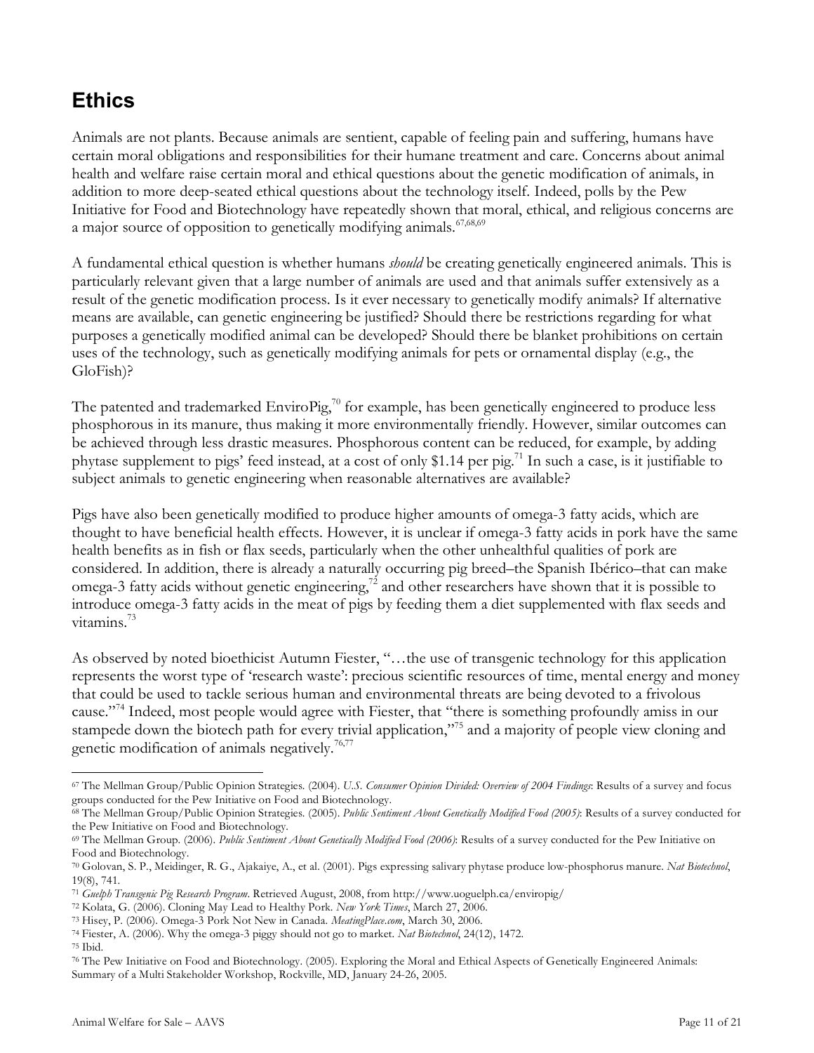## Ethics

Animals are not plants. Because animals are sentient, capable of feeling pain and suffering, humans have certain moral obligations and responsibilities for their humane treatment and care. Concerns about animal health and welfare raise certain moral and ethical questions about the genetic modification of animals, in addition to more deep-seated ethical questions about the technology itself. Indeed, polls by the Pew Initiative for Food and Biotechnology have repeatedly shown that moral, ethical, and religious concerns are a major source of opposition to genetically modifying animals.[67,68,69]

A fundamental ethical question is whether humans *should* be creating genetically engineered animals. This is particularly relevant given that a large number of animals are used and that animals suffer extensively as a result of the genetic modification process. Is it ever necessary to genetically modify animals? If alternative means are available, can genetic engineering be justified? Should there be restrictions regarding for what purposes a genetically modified animal can be developed? Should there be blanket prohibitions on certain uses of the technology, such as genetically modifying animals for pets or ornamental display (e.g., the GloFish)?

The patented and trademarked EnviroPig,[70] for example, has been genetically engineered to produce less phosphorous in its manure, thus making it more environmentally friendly. However, similar outcomes can be achieved through less drastic measures. Phosphorous content can be reduced, for example, by adding phytase supplement to pigs' feed instead, at a cost of only $1.14 per pig.[71] In such a case, is it justifiable to subject animals to genetic engineering when reasonable alternatives are available?

Pigs have also been genetically modified to produce higher amounts of omega-3 fatty acids, which are thought to have beneficial health effects. However, it is unclear if omega-3 fatty acids in pork have the same health benefits as in fish or flax seeds, particularly when the other unhealthful qualities of pork are considered. In addition, there is already a naturally occurring pig breed–the Spanish Ibérico–that can make omega-3 fatty acids without genetic engineering,[72] and other researchers have shown that it is possible to introduce omega-3 fatty acids in the meat of pigs by feeding them a diet supplemented with flax seeds and vitamins.[73]

As observed by noted bioethicist Autumn Fiester, "…the use of transgenic technology for this application represents the worst type of 'research waste': precious scientific resources of time, mental energy and money that could be used to tackle serious human and environmental threats are being devoted to a frivolous cause."[74] Indeed, most people would agree with Fiester, that "there is something profoundly amiss in our stampede down the biotech path for every trivial application,"[75] and a majority of people view cloning and genetic modification of animals negatively.[76,77]

---

[67] The Mellman Group/Public Opinion Strategies. (2004). *U.S. Consumer Opinion Divided: Overview of 2004 Findings*: Results of a survey and focus groups conducted for the Pew Initiative on Food and Biotechnology.

[68] The Mellman Group/Public Opinion Strategies. (2005). *Public Sentiment About Genetically Modified Food (2005)*: Results of a survey conducted for the Pew Initiative on Food and Biotechnology.

[69] The Mellman Group. (2006). *Public Sentiment About Genetically Modified Food (2006)*: Results of a survey conducted for the Pew Initiative on Food and Biotechnology.

[70] Golovan, S. P., Meidinger, R. G., Ajakaiye, A., et al. (2001). Pigs expressing salivary phytase produce low-phosphorus manure. *Nat Biotechnol*, 19(8), 741.

[71] *Guelph Transgenic Pig Research Program*. Retrieved August, 2008, from http://www.uoguelph.ca/enviropig/

[72] Kolata, G. (2006). Cloning May Lead to Healthy Pork. *New York Times*, March 27, 2006.

[73] Hisey, P. (2006). Omega-3 Pork Not New in Canada. *MeatingPlace.com*, March 30, 2006.

[74] Fiester, A. (2006). Why the omega-3 piggy should not go to market. *Nat Biotechnol*, 24(12), 1472.

[75] Ibid.

[76] The Pew Initiative on Food and Biotechnology. (2005). Exploring the Moral and Ethical Aspects of Genetically Engineered Animals: Summary of a Multi Stakeholder Workshop, Rockville, MD, January 24-26, 2005.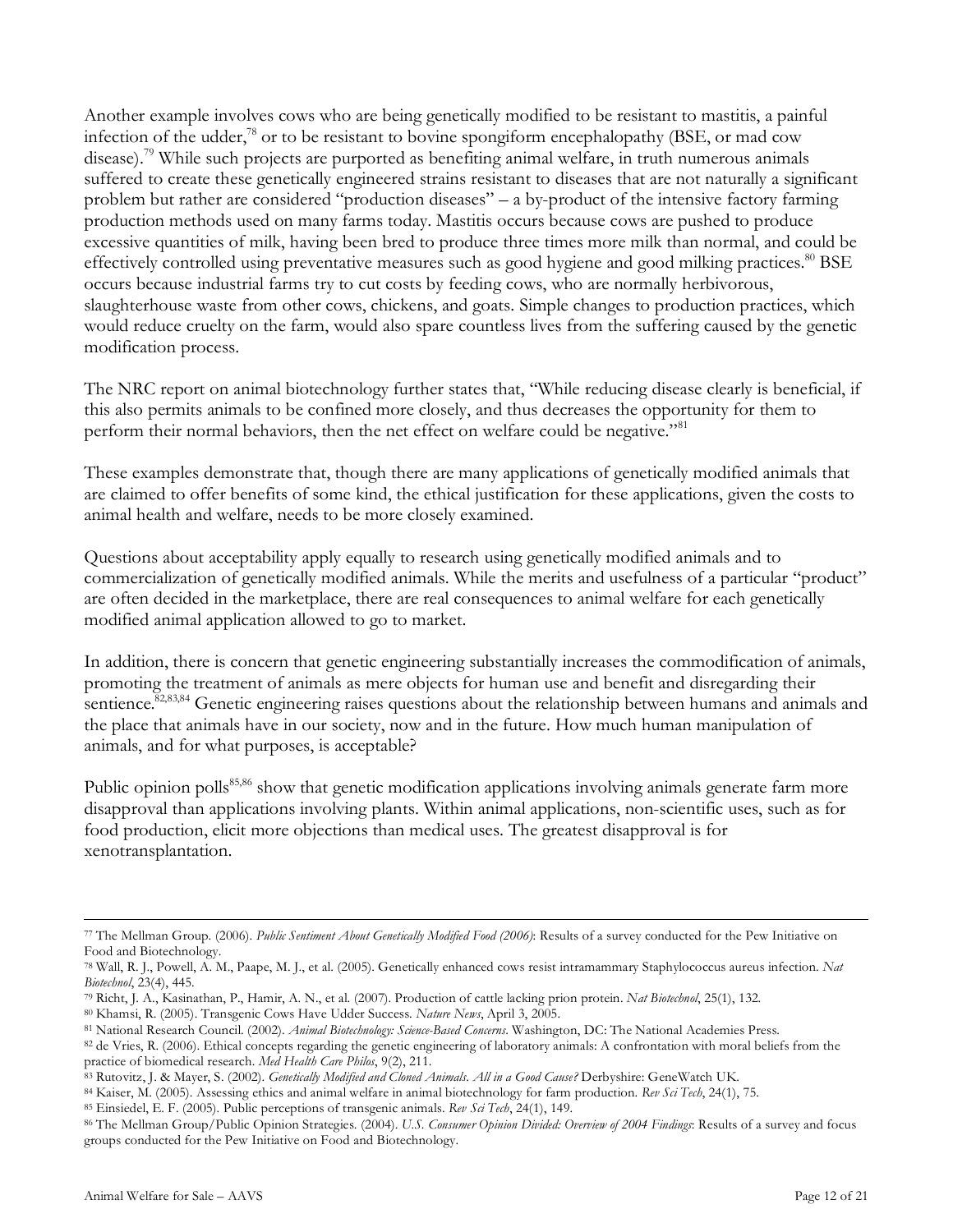Another example involves cows who are being genetically modified to be resistant to mastitis, a painful infection of the udder,[78] or to be resistant to bovine spongiform encephalopathy (BSE, or mad cow disease).[79] While such projects are purported as benefiting animal welfare, in truth numerous animals suffered to create these genetically engineered strains resistant to diseases that are not naturally a significant problem but rather are considered "production diseases" – a by-product of the intensive factory farming production methods used on many farms today. Mastitis occurs because cows are pushed to produce excessive quantities of milk, having been bred to produce three times more milk than normal, and could be effectively controlled using preventative measures such as good hygiene and good milking practices.[80] BSE occurs because industrial farms try to cut costs by feeding cows, who are normally herbivorous, slaughterhouse waste from other cows, chickens, and goats. Simple changes to production practices, which would reduce cruelty on the farm, would also spare countless lives from the suffering caused by the genetic modification process.

The NRC report on animal biotechnology further states that, "While reducing disease clearly is beneficial, if this also permits animals to be confined more closely, and thus decreases the opportunity for them to perform their normal behaviors, then the net effect on welfare could be negative."[81]

These examples demonstrate that, though there are many applications of genetically modified animals that are claimed to offer benefits of some kind, the ethical justification for these applications, given the costs to animal health and welfare, needs to be more closely examined.

Questions about acceptability apply equally to research using genetically modified animals and to commercialization of genetically modified animals. While the merits and usefulness of a particular "product" are often decided in the marketplace, there are real consequences to animal welfare for each genetically modified animal application allowed to go to market.

In addition, there is concern that genetic engineering substantially increases the commodification of animals, promoting the treatment of animals as mere objects for human use and benefit and disregarding their sentience.[82,83,84] Genetic engineering raises questions about the relationship between humans and animals and the place that animals have in our society, now and in the future. How much human manipulation of animals, and for what purposes, is acceptable?

Public opinion polls[85,86] show that genetic modification applications involving animals generate farm more disapproval than applications involving plants. Within animal applications, non-scientific uses, such as for food production, elicit more objections than medical uses. The greatest disapproval is for xenotransplantation.

---

77 The Mellman Group. (2006). *Public Sentiment About Genetically Modified Food (2006)*: Results of a survey conducted for the Pew Initiative on Food and Biotechnology.

78 Wall, R. J., Powell, A. M., Paape, M. J., et al. (2005). Genetically enhanced cows resist intramammary Staphylococcus aureus infection. *Nat Biotechnol*, 23(4), 445.

79 Richt, J. A., Kasinathan, P., Hamir, A. N., et al. (2007). Production of cattle lacking prion protein. *Nat Biotechnol*, 25(1), 132.

80 Khamsi, R. (2005). Transgenic Cows Have Udder Success. *Nature News*, April 3, 2005.

81 National Research Council. (2002). *Animal Biotechnology: Science-Based Concerns*. Washington, DC: The National Academies Press.

82 de Vries, R. (2006). Ethical concepts regarding the genetic engineering of laboratory animals: A confrontation with moral beliefs from the practice of biomedical research. *Med Health Care Philos*, 9(2), 211.

83 Rutovitz, J. & Mayer, S. (2002). *Genetically Modified and Cloned Animals. All in a Good Cause?* Derbyshire: GeneWatch UK.

84 Kaiser, M. (2005). Assessing ethics and animal welfare in animal biotechnology for farm production. *Rev Sci Tech*, 24(1), 75.

85 Einsiedel, E. F. (2005). Public perceptions of transgenic animals. *Rev Sci Tech*, 24(1), 149.

86 The Mellman Group/Public Opinion Strategies. (2004). *U.S. Consumer Opinion Divided: Overview of 2004 Findings*: Results of a survey and focus groups conducted for the Pew Initiative on Food and Biotechnology.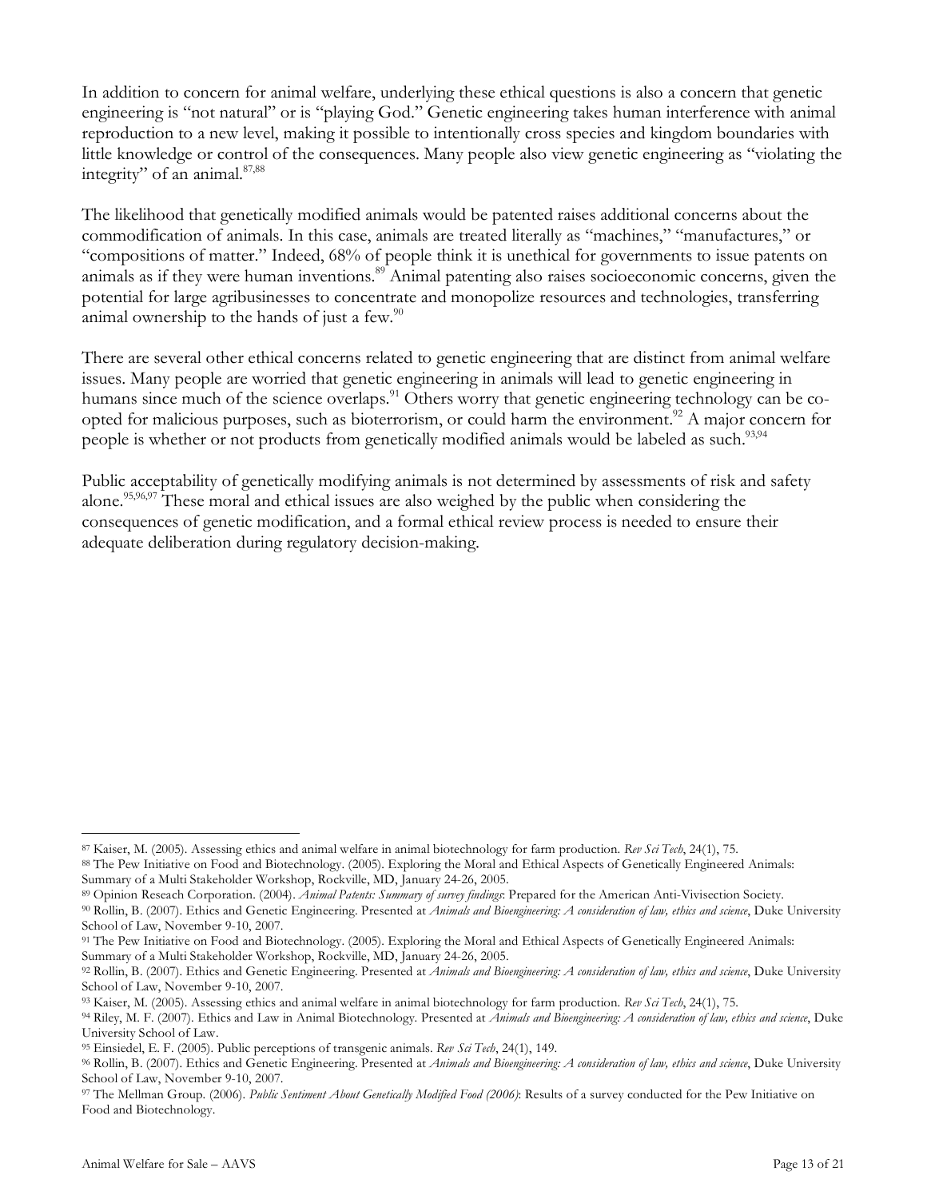In addition to concern for animal welfare, underlying these ethical questions is also a concern that genetic engineering is "not natural" or is "playing God." Genetic engineering takes human interference with animal reproduction to a new level, making it possible to intentionally cross species and kingdom boundaries with little knowledge or control of the consequences. Many people also view genetic engineering as "violating the integrity" of an animal.[87,88]

The likelihood that genetically modified animals would be patented raises additional concerns about the commodification of animals. In this case, animals are treated literally as "machines," "manufactures," or "compositions of matter." Indeed, 68% of people think it is unethical for governments to issue patents on animals as if they were human inventions.[89] Animal patenting also raises socioeconomic concerns, given the potential for large agribusinesses to concentrate and monopolize resources and technologies, transferring animal ownership to the hands of just a few.[90]

There are several other ethical concerns related to genetic engineering that are distinct from animal welfare issues. Many people are worried that genetic engineering in animals will lead to genetic engineering in humans since much of the science overlaps.[91] Others worry that genetic engineering technology can be co-opted for malicious purposes, such as bioterrorism, or could harm the environment.[92] A major concern for people is whether or not products from genetically modified animals would be labeled as such.[93,94]

Public acceptability of genetically modifying animals is not determined by assessments of risk and safety alone.[95,96,97] These moral and ethical issues are also weighed by the public when considering the consequences of genetic modification, and a formal ethical review process is needed to ensure their adequate deliberation during regulatory decision-making.

---

[87] Kaiser, M. (2005). Assessing ethics and animal welfare in animal biotechnology for farm production. *Rev Sci Tech*, 24(1), 75.

[88] The Pew Initiative on Food and Biotechnology. (2005). Exploring the Moral and Ethical Aspects of Genetically Engineered Animals: Summary of a Multi Stakeholder Workshop, Rockville, MD, January 24-26, 2005.

[89] Opinion Reseach Corporation. (2004). *Animal Patents: Summary of survey findings*: Prepared for the American Anti-Vivisection Society.

[90] Rollin, B. (2007). Ethics and Genetic Engineering. Presented at *Animals and Bioengineering: A consideration of law, ethics and science*, Duke University School of Law, November 9-10, 2007.

[91] The Pew Initiative on Food and Biotechnology. (2005). Exploring the Moral and Ethical Aspects of Genetically Engineered Animals: Summary of a Multi Stakeholder Workshop, Rockville, MD, January 24-26, 2005.

[92] Rollin, B. (2007). Ethics and Genetic Engineering. Presented at *Animals and Bioengineering: A consideration of law, ethics and science*, Duke University School of Law, November 9-10, 2007.

[93] Kaiser, M. (2005). Assessing ethics and animal welfare in animal biotechnology for farm production. *Rev Sci Tech*, 24(1), 75.

[94] Riley, M. F. (2007). Ethics and Law in Animal Biotechnology. Presented at *Animals and Bioengineering: A consideration of law, ethics and science*, Duke University School of Law.

[95] Einsiedel, E. F. (2005). Public perceptions of transgenic animals. *Rev Sci Tech*, 24(1), 149.

[96] Rollin, B. (2007). Ethics and Genetic Engineering. Presented at *Animals and Bioengineering: A consideration of law, ethics and science*, Duke University School of Law, November 9-10, 2007.

[97] The Mellman Group. (2006). *Public Sentiment About Genetically Modified Food (2006)*: Results of a survey conducted for the Pew Initiative on Food and Biotechnology.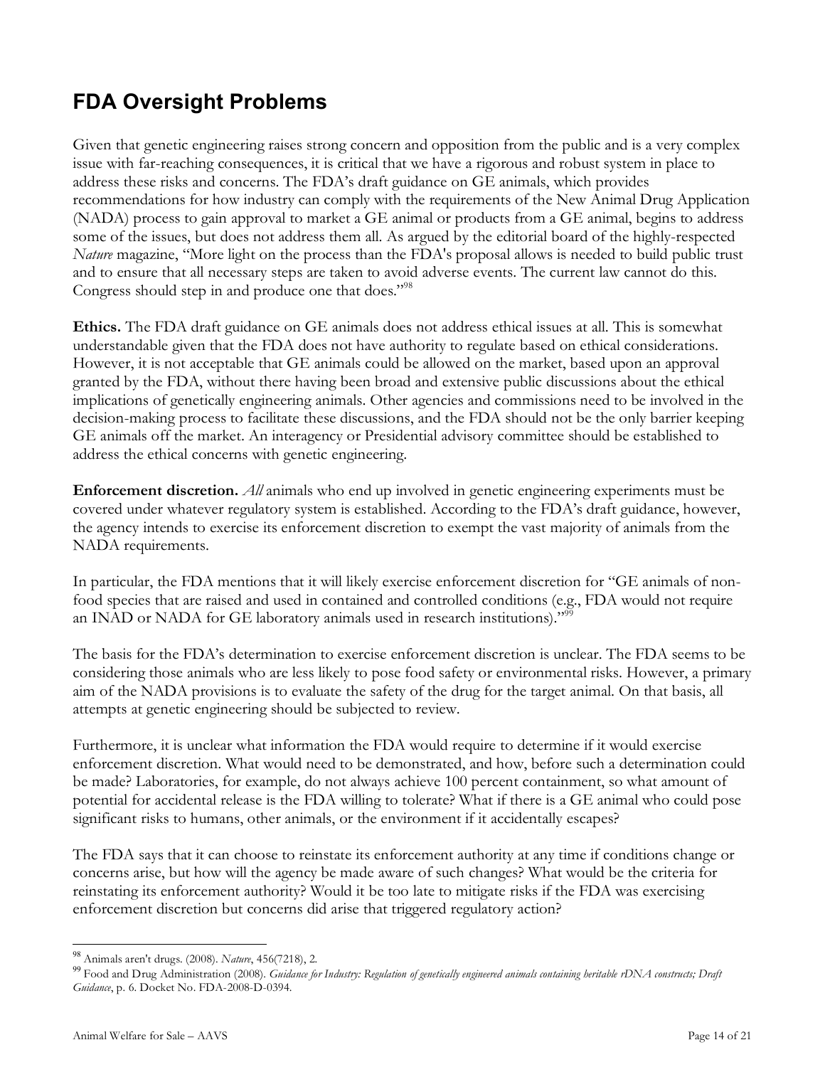## FDA Oversight Problems

Given that genetic engineering raises strong concern and opposition from the public and is a very complex issue with far-reaching consequences, it is critical that we have a rigorous and robust system in place to address these risks and concerns. The FDA's draft guidance on GE animals, which provides recommendations for how industry can comply with the requirements of the New Animal Drug Application (NADA) process to gain approval to market a GE animal or products from a GE animal, begins to address some of the issues, but does not address them all. As argued by the editorial board of the highly-respected *Nature* magazine, "More light on the process than the FDA's proposal allows is needed to build public trust and to ensure that all necessary steps are taken to avoid adverse events. The current law cannot do this. Congress should step in and produce one that does."[98]

**Ethics.** The FDA draft guidance on GE animals does not address ethical issues at all. This is somewhat understandable given that the FDA does not have authority to regulate based on ethical considerations. However, it is not acceptable that GE animals could be allowed on the market, based upon an approval granted by the FDA, without there having been broad and extensive public discussions about the ethical implications of genetically engineering animals. Other agencies and commissions need to be involved in the decision-making process to facilitate these discussions, and the FDA should not be the only barrier keeping GE animals off the market. An interagency or Presidential advisory committee should be established to address the ethical concerns with genetic engineering.

**Enforcement discretion.** *All* animals who end up involved in genetic engineering experiments must be covered under whatever regulatory system is established. According to the FDA's draft guidance, however, the agency intends to exercise its enforcement discretion to exempt the vast majority of animals from the NADA requirements.

In particular, the FDA mentions that it will likely exercise enforcement discretion for "GE animals of non-food species that are raised and used in contained and controlled conditions (e.g., FDA would not require an INAD or NADA for GE laboratory animals used in research institutions)."[99]

The basis for the FDA's determination to exercise enforcement discretion is unclear. The FDA seems to be considering those animals who are less likely to pose food safety or environmental risks. However, a primary aim of the NADA provisions is to evaluate the safety of the drug for the target animal. On that basis, all attempts at genetic engineering should be subjected to review.

Furthermore, it is unclear what information the FDA would require to determine if it would exercise enforcement discretion. What would need to be demonstrated, and how, before such a determination could be made? Laboratories, for example, do not always achieve 100 percent containment, so what amount of potential for accidental release is the FDA willing to tolerate? What if there is a GE animal who could pose significant risks to humans, other animals, or the environment if it accidentally escapes?

The FDA says that it can choose to reinstate its enforcement authority at any time if conditions change or concerns arise, but how will the agency be made aware of such changes? What would be the criteria for reinstating its enforcement authority? Would it be too late to mitigate risks if the FDA was exercising enforcement discretion but concerns did arise that triggered regulatory action?

---

[98] Animals aren't drugs. (2008). *Nature*, 456(7218), 2.

[99] Food and Drug Administration (2008). *Guidance for Industry: Regulation of genetically engineered animals containing heritable rDNA constructs; Draft Guidance*, p. 6. Docket No. FDA-2008-D-0394.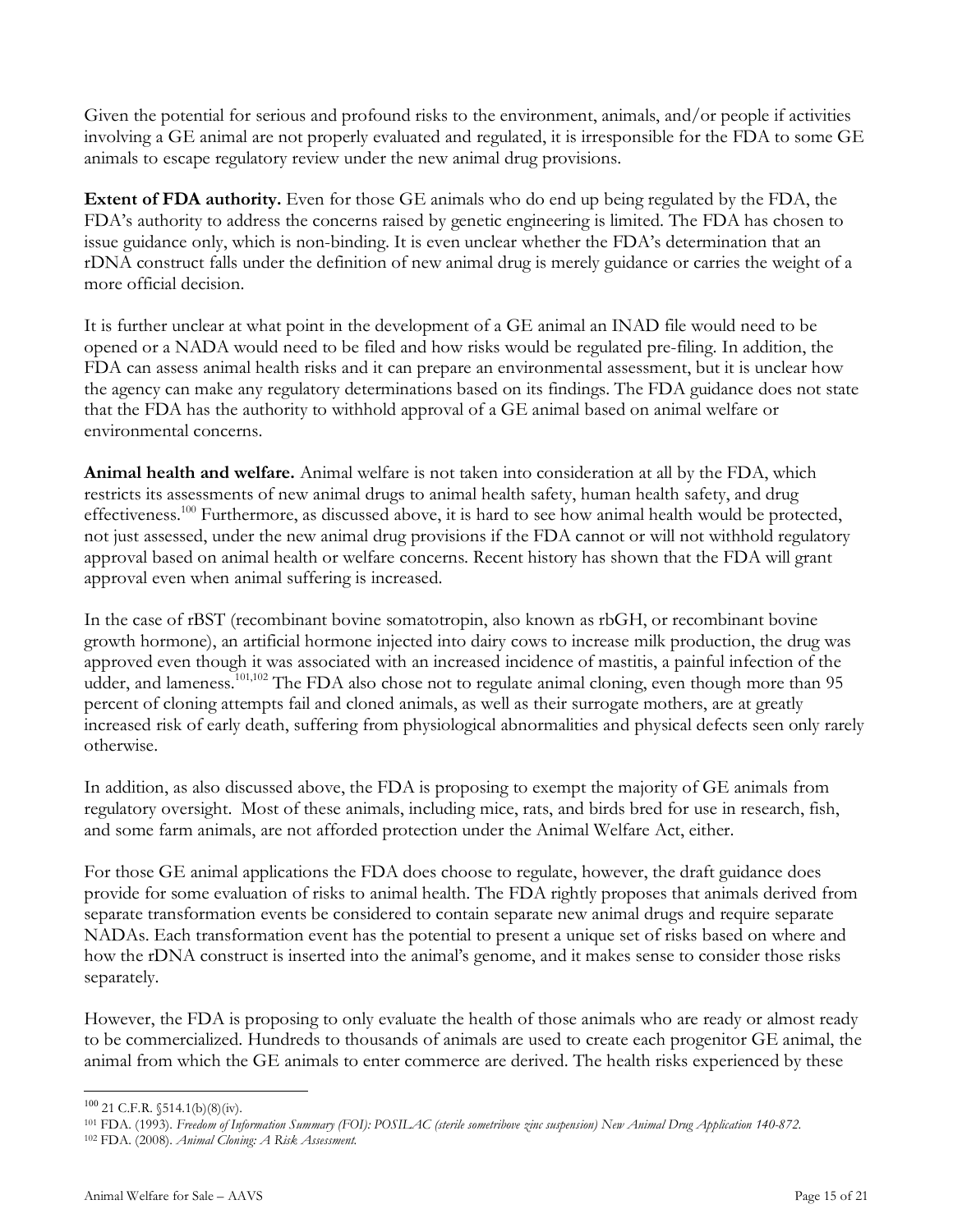Given the potential for serious and profound risks to the environment, animals, and/or people if activities involving a GE animal are not properly evaluated and regulated, it is irresponsible for the FDA to some GE animals to escape regulatory review under the new animal drug provisions.

**Extent of FDA authority.** Even for those GE animals who do end up being regulated by the FDA, the FDA's authority to address the concerns raised by genetic engineering is limited. The FDA has chosen to issue guidance only, which is non-binding. It is even unclear whether the FDA's determination that an rDNA construct falls under the definition of new animal drug is merely guidance or carries the weight of a more official decision.

It is further unclear at what point in the development of a GE animal an INAD file would need to be opened or a NADA would need to be filed and how risks would be regulated pre-filing. In addition, the FDA can assess animal health risks and it can prepare an environmental assessment, but it is unclear how the agency can make any regulatory determinations based on its findings. The FDA guidance does not state that the FDA has the authority to withhold approval of a GE animal based on animal welfare or environmental concerns.

**Animal health and welfare.** Animal welfare is not taken into consideration at all by the FDA, which restricts its assessments of new animal drugs to animal health safety, human health safety, and drug effectiveness.[100] Furthermore, as discussed above, it is hard to see how animal health would be protected, not just assessed, under the new animal drug provisions if the FDA cannot or will not withhold regulatory approval based on animal health or welfare concerns. Recent history has shown that the FDA will grant approval even when animal suffering is increased.

In the case of rBST (recombinant bovine somatotropin, also known as rbGH, or recombinant bovine growth hormone), an artificial hormone injected into dairy cows to increase milk production, the drug was approved even though it was associated with an increased incidence of mastitis, a painful infection of the udder, and lameness.[101,102] The FDA also chose not to regulate animal cloning, even though more than 95 percent of cloning attempts fail and cloned animals, as well as their surrogate mothers, are at greatly increased risk of early death, suffering from physiological abnormalities and physical defects seen only rarely otherwise.

In addition, as also discussed above, the FDA is proposing to exempt the majority of GE animals from regulatory oversight. Most of these animals, including mice, rats, and birds bred for use in research, fish, and some farm animals, are not afforded protection under the Animal Welfare Act, either.

For those GE animal applications the FDA does choose to regulate, however, the draft guidance does provide for some evaluation of risks to animal health. The FDA rightly proposes that animals derived from separate transformation events be considered to contain separate new animal drugs and require separate NADAs. Each transformation event has the potential to present a unique set of risks based on where and how the rDNA construct is inserted into the animal's genome, and it makes sense to consider those risks separately.

However, the FDA is proposing to only evaluate the health of those animals who are ready or almost ready to be commercialized. Hundreds to thousands of animals are used to create each progenitor GE animal, the animal from which the GE animals to enter commerce are derived. The health risks experienced by these

---

[100] 21 C.F.R. §514.1(b)(8)(iv).

[101] FDA. (1993). *Freedom of Information Summary (FOI): POSILAC (sterile sometribove zinc suspension) New Animal Drug Application 140-872.*

[102] FDA. (2008). *Animal Cloning: A Risk Assessment.*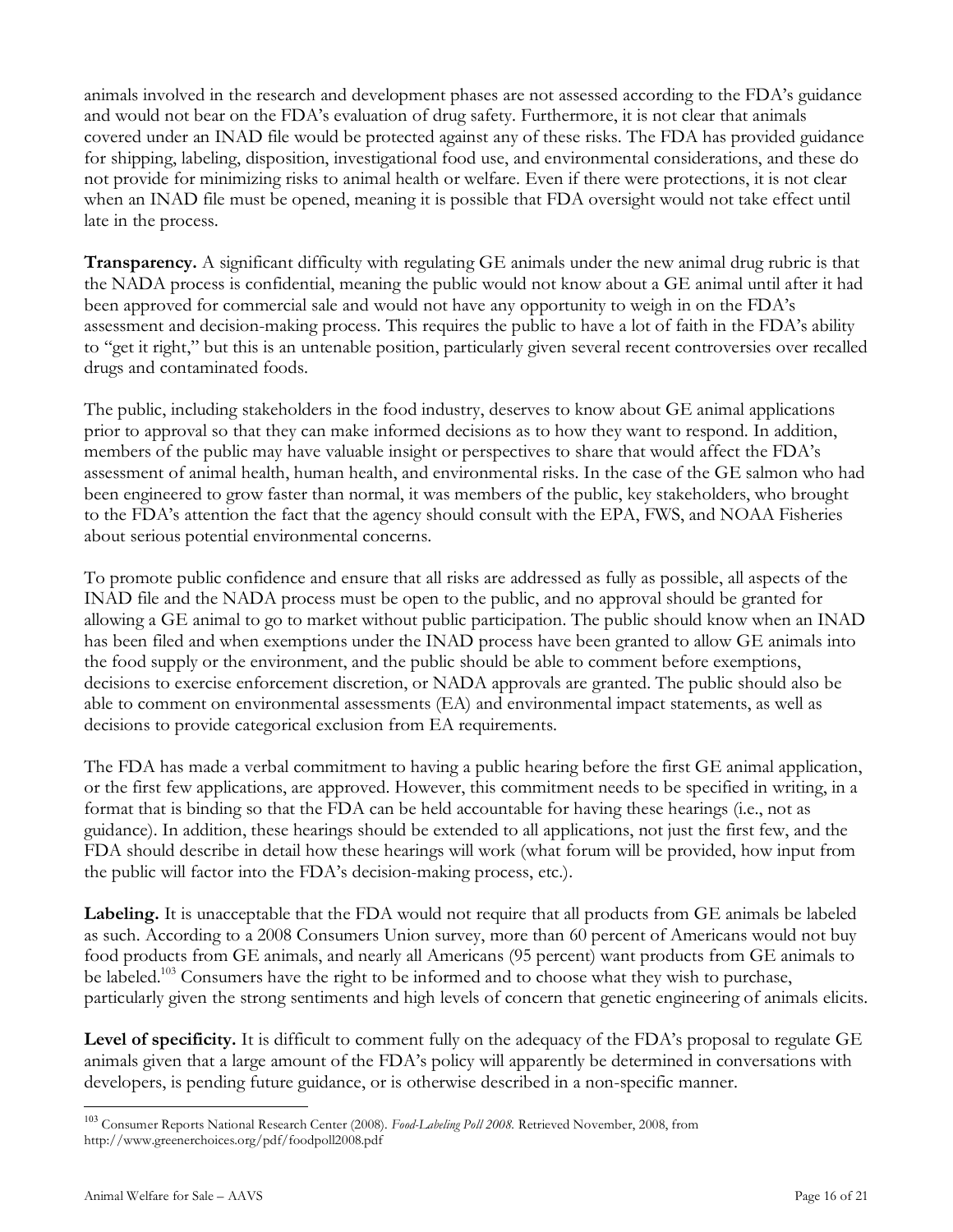animals involved in the research and development phases are not assessed according to the FDA's guidance and would not bear on the FDA's evaluation of drug safety. Furthermore, it is not clear that animals covered under an INAD file would be protected against any of these risks. The FDA has provided guidance for shipping, labeling, disposition, investigational food use, and environmental considerations, and these do not provide for minimizing risks to animal health or welfare. Even if there were protections, it is not clear when an INAD file must be opened, meaning it is possible that FDA oversight would not take effect until late in the process.

**Transparency.** A significant difficulty with regulating GE animals under the new animal drug rubric is that the NADA process is confidential, meaning the public would not know about a GE animal until after it had been approved for commercial sale and would not have any opportunity to weigh in on the FDA's assessment and decision-making process. This requires the public to have a lot of faith in the FDA's ability to "get it right," but this is an untenable position, particularly given several recent controversies over recalled drugs and contaminated foods.

The public, including stakeholders in the food industry, deserves to know about GE animal applications prior to approval so that they can make informed decisions as to how they want to respond. In addition, members of the public may have valuable insight or perspectives to share that would affect the FDA's assessment of animal health, human health, and environmental risks. In the case of the GE salmon who had been engineered to grow faster than normal, it was members of the public, key stakeholders, who brought to the FDA's attention the fact that the agency should consult with the EPA, FWS, and NOAA Fisheries about serious potential environmental concerns.

To promote public confidence and ensure that all risks are addressed as fully as possible, all aspects of the INAD file and the NADA process must be open to the public, and no approval should be granted for allowing a GE animal to go to market without public participation. The public should know when an INAD has been filed and when exemptions under the INAD process have been granted to allow GE animals into the food supply or the environment, and the public should be able to comment before exemptions, decisions to exercise enforcement discretion, or NADA approvals are granted. The public should also be able to comment on environmental assessments (EA) and environmental impact statements, as well as decisions to provide categorical exclusion from EA requirements.

The FDA has made a verbal commitment to having a public hearing before the first GE animal application, or the first few applications, are approved. However, this commitment needs to be specified in writing, in a format that is binding so that the FDA can be held accountable for having these hearings (i.e., not as guidance). In addition, these hearings should be extended to all applications, not just the first few, and the FDA should describe in detail how these hearings will work (what forum will be provided, how input from the public will factor into the FDA's decision-making process, etc.).

**Labeling.** It is unacceptable that the FDA would not require that all products from GE animals be labeled as such. According to a 2008 Consumers Union survey, more than 60 percent of Americans would not buy food products from GE animals, and nearly all Americans (95 percent) want products from GE animals to be labeled.[103] Consumers have the right to be informed and to choose what they wish to purchase, particularly given the strong sentiments and high levels of concern that genetic engineering of animals elicits.

**Level of specificity.** It is difficult to comment fully on the adequacy of the FDA's proposal to regulate GE animals given that a large amount of the FDA's policy will apparently be determined in conversations with developers, is pending future guidance, or is otherwise described in a non-specific manner.

---

[103] Consumer Reports National Research Center (2008). *Food-Labeling Poll 2008.* Retrieved November, 2008, from http://www.greenerchoices.org/pdf/foodpoll2008.pdf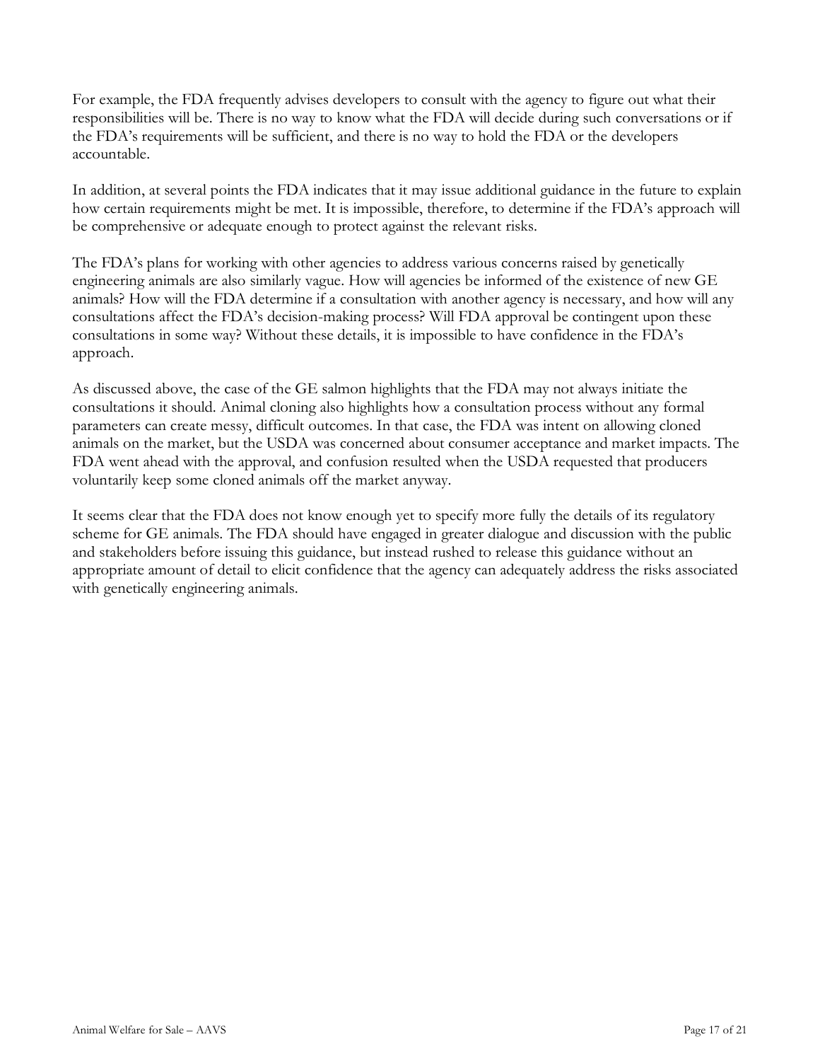For example, the FDA frequently advises developers to consult with the agency to figure out what their responsibilities will be. There is no way to know what the FDA will decide during such conversations or if the FDA's requirements will be sufficient, and there is no way to hold the FDA or the developers accountable.

In addition, at several points the FDA indicates that it may issue additional guidance in the future to explain how certain requirements might be met. It is impossible, therefore, to determine if the FDA's approach will be comprehensive or adequate enough to protect against the relevant risks.

The FDA's plans for working with other agencies to address various concerns raised by genetically engineering animals are also similarly vague. How will agencies be informed of the existence of new GE animals? How will the FDA determine if a consultation with another agency is necessary, and how will any consultations affect the FDA's decision-making process? Will FDA approval be contingent upon these consultations in some way? Without these details, it is impossible to have confidence in the FDA's approach.

As discussed above, the case of the GE salmon highlights that the FDA may not always initiate the consultations it should. Animal cloning also highlights how a consultation process without any formal parameters can create messy, difficult outcomes. In that case, the FDA was intent on allowing cloned animals on the market, but the USDA was concerned about consumer acceptance and market impacts. The FDA went ahead with the approval, and confusion resulted when the USDA requested that producers voluntarily keep some cloned animals off the market anyway.

It seems clear that the FDA does not know enough yet to specify more fully the details of its regulatory scheme for GE animals. The FDA should have engaged in greater dialogue and discussion with the public and stakeholders before issuing this guidance, but instead rushed to release this guidance without an appropriate amount of detail to elicit confidence that the agency can adequately address the risks associated with genetically engineering animals.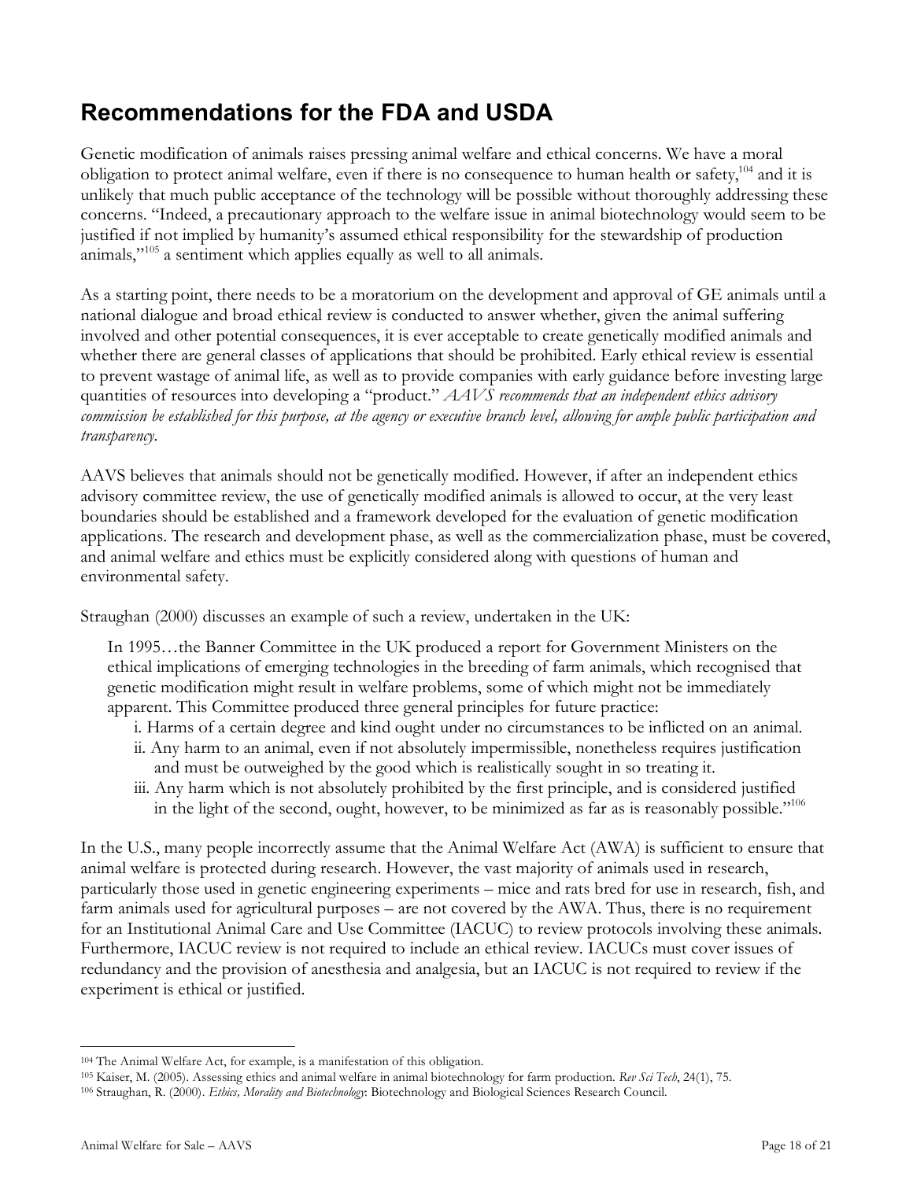## Recommendations for the FDA and USDA

Genetic modification of animals raises pressing animal welfare and ethical concerns. We have a moral obligation to protect animal welfare, even if there is no consequence to human health or safety,[104] and it is unlikely that much public acceptance of the technology will be possible without thoroughly addressing these concerns. "Indeed, a precautionary approach to the welfare issue in animal biotechnology would seem to be justified if not implied by humanity's assumed ethical responsibility for the stewardship of production animals,"[105] a sentiment which applies equally as well to all animals.

As a starting point, there needs to be a moratorium on the development and approval of GE animals until a national dialogue and broad ethical review is conducted to answer whether, given the animal suffering involved and other potential consequences, it is ever acceptable to create genetically modified animals and whether there are general classes of applications that should be prohibited. Early ethical review is essential to prevent wastage of animal life, as well as to provide companies with early guidance before investing large quantities of resources into developing a "product." *AAVS recommends that an independent ethics advisory commission be established for this purpose, at the agency or executive branch level, allowing for ample public participation and transparency.*

AAVS believes that animals should not be genetically modified. However, if after an independent ethics advisory committee review, the use of genetically modified animals is allowed to occur, at the very least boundaries should be established and a framework developed for the evaluation of genetic modification applications. The research and development phase, as well as the commercialization phase, must be covered, and animal welfare and ethics must be explicitly considered along with questions of human and environmental safety.

Straughan (2000) discusses an example of such a review, undertaken in the UK:

> In 1995…the Banner Committee in the UK produced a report for Government Ministers on the ethical implications of emerging technologies in the breeding of farm animals, which recognised that genetic modification might result in welfare problems, some of which might not be immediately apparent. This Committee produced three general principles for future practice:
>
> i. Harms of a certain degree and kind ought under no circumstances to be inflicted on an animal.
>
> ii. Any harm to an animal, even if not absolutely impermissible, nonetheless requires justification and must be outweighed by the good which is realistically sought in so treating it.
>
> iii. Any harm which is not absolutely prohibited by the first principle, and is considered justified in the light of the second, ought, however, to be minimized as far as is reasonably possible."[106]

In the U.S., many people incorrectly assume that the Animal Welfare Act (AWA) is sufficient to ensure that animal welfare is protected during research. However, the vast majority of animals used in research, particularly those used in genetic engineering experiments – mice and rats bred for use in research, fish, and farm animals used for agricultural purposes – are not covered by the AWA. Thus, there is no requirement for an Institutional Animal Care and Use Committee (IACUC) to review protocols involving these animals. Furthermore, IACUC review is not required to include an ethical review. IACUCs must cover issues of redundancy and the provision of anesthesia and analgesia, but an IACUC is not required to review if the experiment is ethical or justified.

---

[104] The Animal Welfare Act, for example, is a manifestation of this obligation.

[105] Kaiser, M. (2005). Assessing ethics and animal welfare in animal biotechnology for farm production. *Rev Sci Tech*, 24(1), 75.

[106] Straughan, R. (2000). *Ethics, Morality and Biotechnology*: Biotechnology and Biological Sciences Research Council.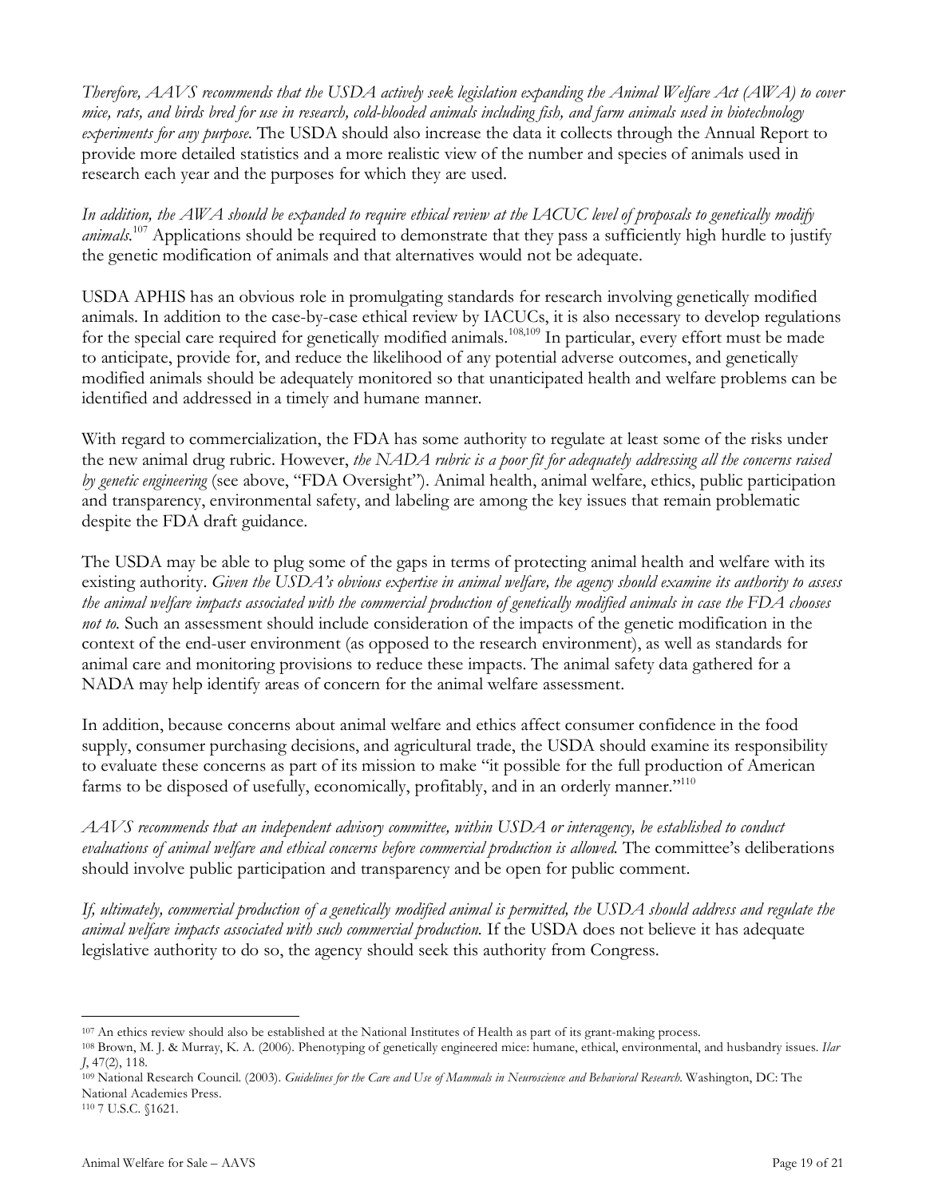*Therefore, AAVS recommends that the USDA actively seek legislation expanding the Animal Welfare Act (AWA) to cover mice, rats, and birds bred for use in research, cold-blooded animals including fish, and farm animals used in biotechnology experiments for any purpose.* The USDA should also increase the data it collects through the Annual Report to provide more detailed statistics and a more realistic view of the number and species of animals used in research each year and the purposes for which they are used.

*In addition, the AWA should be expanded to require ethical review at the IACUC level of proposals to genetically modify animals.*[107] Applications should be required to demonstrate that they pass a sufficiently high hurdle to justify the genetic modification of animals and that alternatives would not be adequate.

USDA APHIS has an obvious role in promulgating standards for research involving genetically modified animals. In addition to the case-by-case ethical review by IACUCs, it is also necessary to develop regulations for the special care required for genetically modified animals.[108,109] In particular, every effort must be made to anticipate, provide for, and reduce the likelihood of any potential adverse outcomes, and genetically modified animals should be adequately monitored so that unanticipated health and welfare problems can be identified and addressed in a timely and humane manner.

With regard to commercialization, the FDA has some authority to regulate at least some of the risks under the new animal drug rubric. However, *the NADA rubric is a poor fit for adequately addressing all the concerns raised by genetic engineering* (see above, "FDA Oversight"). Animal health, animal welfare, ethics, public participation and transparency, environmental safety, and labeling are among the key issues that remain problematic despite the FDA draft guidance.

The USDA may be able to plug some of the gaps in terms of protecting animal health and welfare with its existing authority. *Given the USDA's obvious expertise in animal welfare, the agency should examine its authority to assess the animal welfare impacts associated with the commercial production of genetically modified animals in case the FDA chooses not to.* Such an assessment should include consideration of the impacts of the genetic modification in the context of the end-user environment (as opposed to the research environment), as well as standards for animal care and monitoring provisions to reduce these impacts. The animal safety data gathered for a NADA may help identify areas of concern for the animal welfare assessment.

In addition, because concerns about animal welfare and ethics affect consumer confidence in the food supply, consumer purchasing decisions, and agricultural trade, the USDA should examine its responsibility to evaluate these concerns as part of its mission to make "it possible for the full production of American farms to be disposed of usefully, economically, profitably, and in an orderly manner."[110]

*AAVS recommends that an independent advisory committee, within USDA or interagency, be established to conduct evaluations of animal welfare and ethical concerns before commercial production is allowed.* The committee's deliberations should involve public participation and transparency and be open for public comment.

*If, ultimately, commercial production of a genetically modified animal is permitted, the USDA should address and regulate the animal welfare impacts associated with such commercial production.* If the USDA does not believe it has adequate legislative authority to do so, the agency should seek this authority from Congress.

---

[107] An ethics review should also be established at the National Institutes of Health as part of its grant-making process.

[108] Brown, M. J. & Murray, K. A. (2006). Phenotyping of genetically engineered mice: humane, ethical, environmental, and husbandry issues. *Ilar J*, 47(2), 118.

[109] National Research Council. (2003). *Guidelines for the Care and Use of Mammals in Neuroscience and Behavioral Research*. Washington, DC: The National Academies Press.

[110] 7 U.S.C. §1621.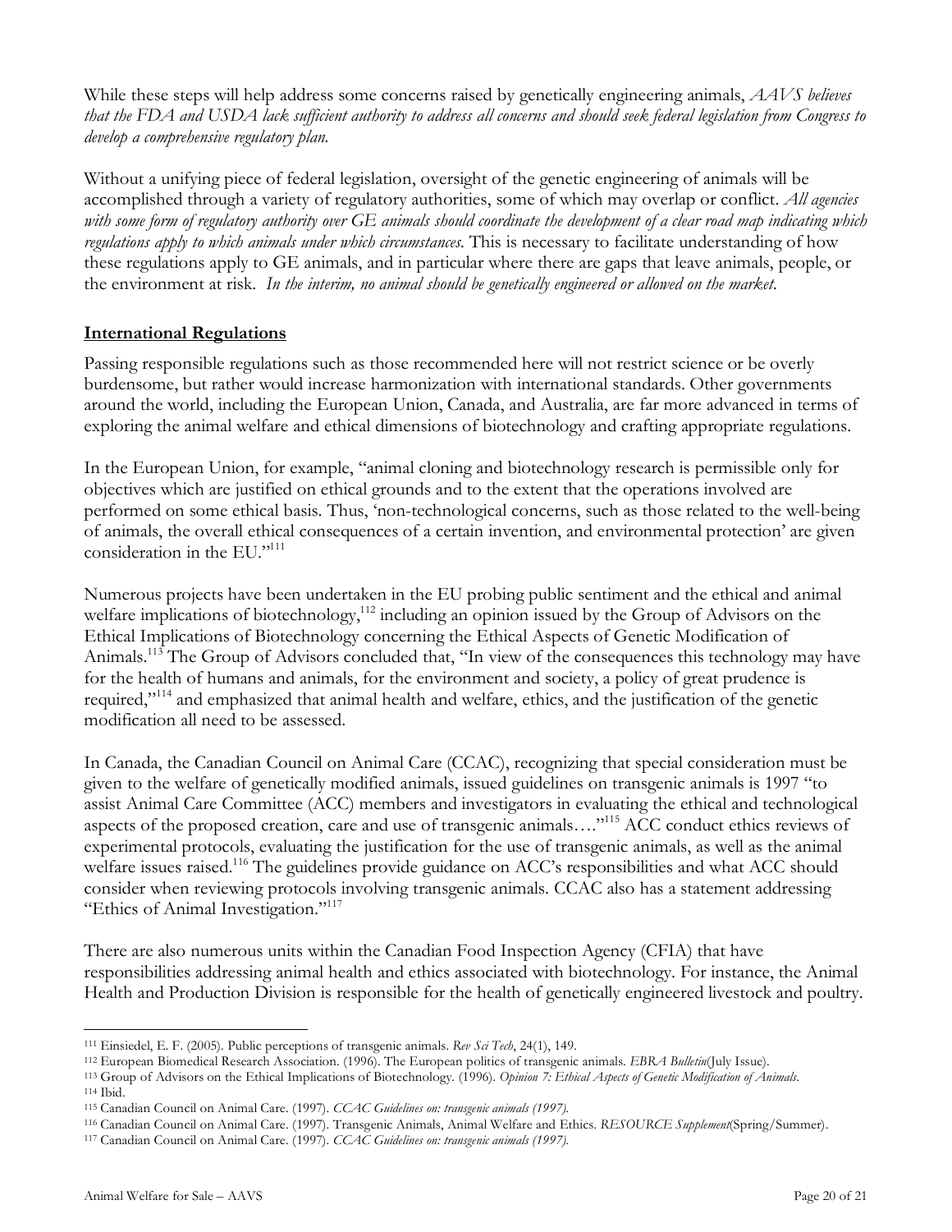While these steps will help address some concerns raised by genetically engineering animals, *AAVS believes that the FDA and USDA lack sufficient authority to address all concerns and should seek federal legislation from Congress to develop a comprehensive regulatory plan.*

Without a unifying piece of federal legislation, oversight of the genetic engineering of animals will be accomplished through a variety of regulatory authorities, some of which may overlap or conflict. *All agencies with some form of regulatory authority over GE animals should coordinate the development of a clear road map indicating which regulations apply to which animals under which circumstances.* This is necessary to facilitate understanding of how these regulations apply to GE animals, and in particular where there are gaps that leave animals, people, or the environment at risk. *In the interim, no animal should be genetically engineered or allowed on the market.*

## International Regulations

Passing responsible regulations such as those recommended here will not restrict science or be overly burdensome, but rather would increase harmonization with international standards. Other governments around the world, including the European Union, Canada, and Australia, are far more advanced in terms of exploring the animal welfare and ethical dimensions of biotechnology and crafting appropriate regulations.

In the European Union, for example, "animal cloning and biotechnology research is permissible only for objectives which are justified on ethical grounds and to the extent that the operations involved are performed on some ethical basis. Thus, 'non-technological concerns, such as those related to the well-being of animals, the overall ethical consequences of a certain invention, and environmental protection' are given consideration in the EU."[111]

Numerous projects have been undertaken in the EU probing public sentiment and the ethical and animal welfare implications of biotechnology,[112] including an opinion issued by the Group of Advisors on the Ethical Implications of Biotechnology concerning the Ethical Aspects of Genetic Modification of Animals.[113] The Group of Advisors concluded that, "In view of the consequences this technology may have for the health of humans and animals, for the environment and society, a policy of great prudence is required,"[114] and emphasized that animal health and welfare, ethics, and the justification of the genetic modification all need to be assessed.

In Canada, the Canadian Council on Animal Care (CCAC), recognizing that special consideration must be given to the welfare of genetically modified animals, issued guidelines on transgenic animals is 1997 "to assist Animal Care Committee (ACC) members and investigators in evaluating the ethical and technological aspects of the proposed creation, care and use of transgenic animals…."[115] ACC conduct ethics reviews of experimental protocols, evaluating the justification for the use of transgenic animals, as well as the animal welfare issues raised.[116] The guidelines provide guidance on ACC's responsibilities and what ACC should consider when reviewing protocols involving transgenic animals. CCAC also has a statement addressing "Ethics of Animal Investigation."[117]

There are also numerous units within the Canadian Food Inspection Agency (CFIA) that have responsibilities addressing animal health and ethics associated with biotechnology. For instance, the Animal Health and Production Division is responsible for the health of genetically engineered livestock and poultry.

---

[111] Einsiedel, E. F. (2005). Public perceptions of transgenic animals. *Rev Sci Tech*, 24(1), 149.

[112] European Biomedical Research Association. (1996). The European politics of transgenic animals. *EBRA Bulletin*(July Issue).

[113] Group of Advisors on the Ethical Implications of Biotechnology. (1996). *Opinion 7: Ethical Aspects of Genetic Modification of Animals*.

[114] Ibid.

[115] Canadian Council on Animal Care. (1997). *CCAC Guidelines on: transgenic animals (1997).*

[116] Canadian Council on Animal Care. (1997). Transgenic Animals, Animal Welfare and Ethics. *RESOURCE Supplement*(Spring/Summer).

[117] Canadian Council on Animal Care. (1997). *CCAC Guidelines on: transgenic animals (1997).*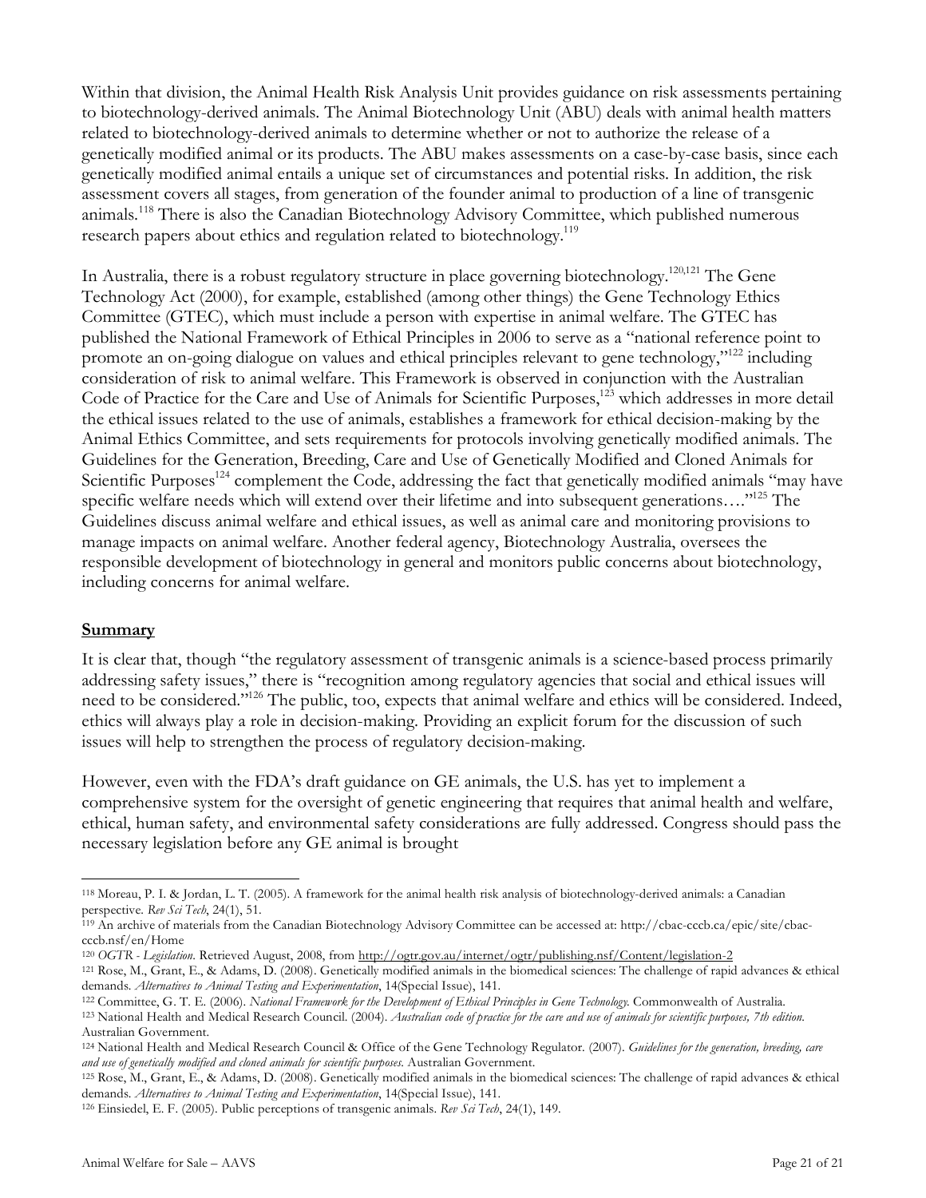Within that division, the Animal Health Risk Analysis Unit provides guidance on risk assessments pertaining to biotechnology-derived animals. The Animal Biotechnology Unit (ABU) deals with animal health matters related to biotechnology-derived animals to determine whether or not to authorize the release of a genetically modified animal or its products. The ABU makes assessments on a case-by-case basis, since each genetically modified animal entails a unique set of circumstances and potential risks. In addition, the risk assessment covers all stages, from generation of the founder animal to production of a line of transgenic animals.[118] There is also the Canadian Biotechnology Advisory Committee, which published numerous research papers about ethics and regulation related to biotechnology.[119]

In Australia, there is a robust regulatory structure in place governing biotechnology.[120,121] The Gene Technology Act (2000), for example, established (among other things) the Gene Technology Ethics Committee (GTEC), which must include a person with expertise in animal welfare. The GTEC has published the National Framework of Ethical Principles in 2006 to serve as a "national reference point to promote an on-going dialogue on values and ethical principles relevant to gene technology,"[122] including consideration of risk to animal welfare. This Framework is observed in conjunction with the Australian Code of Practice for the Care and Use of Animals for Scientific Purposes,[123] which addresses in more detail the ethical issues related to the use of animals, establishes a framework for ethical decision-making by the Animal Ethics Committee, and sets requirements for protocols involving genetically modified animals. The Guidelines for the Generation, Breeding, Care and Use of Genetically Modified and Cloned Animals for Scientific Purposes[124] complement the Code, addressing the fact that genetically modified animals "may have specific welfare needs which will extend over their lifetime and into subsequent generations…."[125] The Guidelines discuss animal welfare and ethical issues, as well as animal care and monitoring provisions to manage impacts on animal welfare. Another federal agency, Biotechnology Australia, oversees the responsible development of biotechnology in general and monitors public concerns about biotechnology, including concerns for animal welfare.

## Summary

It is clear that, though "the regulatory assessment of transgenic animals is a science-based process primarily addressing safety issues," there is "recognition among regulatory agencies that social and ethical issues will need to be considered."[126] The public, too, expects that animal welfare and ethics will be considered. Indeed, ethics will always play a role in decision-making. Providing an explicit forum for the discussion of such issues will help to strengthen the process of regulatory decision-making.

However, even with the FDA's draft guidance on GE animals, the U.S. has yet to implement a comprehensive system for the oversight of genetic engineering that requires that animal health and welfare, ethical, human safety, and environmental safety considerations are fully addressed. Congress should pass the necessary legislation before any GE animal is brought

---

[118] Moreau, P. I. & Jordan, L. T. (2005). A framework for the animal health risk analysis of biotechnology-derived animals: a Canadian perspective. *Rev Sci Tech*, 24(1), 51.

[119] An archive of materials from the Canadian Biotechnology Advisory Committee can be accessed at: http://cbac-cccb.ca/epic/site/cbac-cccb.nsf/en/Home

[120] *OGTR - Legislation*. Retrieved August, 2008, from http://ogtr.gov.au/internet/ogtr/publishing.nsf/Content/legislation-2

[121] Rose, M., Grant, E., & Adams, D. (2008). Genetically modified animals in the biomedical sciences: The challenge of rapid advances & ethical demands. *Alternatives to Animal Testing and Experimentation*, 14(Special Issue), 141.

[122] Committee, G. T. E. (2006). *National Framework for the Development of Ethical Principles in Gene Technology*. Commonwealth of Australia.

[123] National Health and Medical Research Council. (2004). *Australian code of practice for the care and use of animals for scientific purposes, 7th edition*. Australian Government.

[124] National Health and Medical Research Council & Office of the Gene Technology Regulator. (2007). *Guidelines for the generation, breeding, care and use of genetically modified and cloned animals for scientific purposes*. Australian Government.

[125] Rose, M., Grant, E., & Adams, D. (2008). Genetically modified animals in the biomedical sciences: The challenge of rapid advances & ethical demands. *Alternatives to Animal Testing and Experimentation*, 14(Special Issue), 141.

[126] Einsiedel, E. F. (2005). Public perceptions of transgenic animals. *Rev Sci Tech*, 24(1), 149.